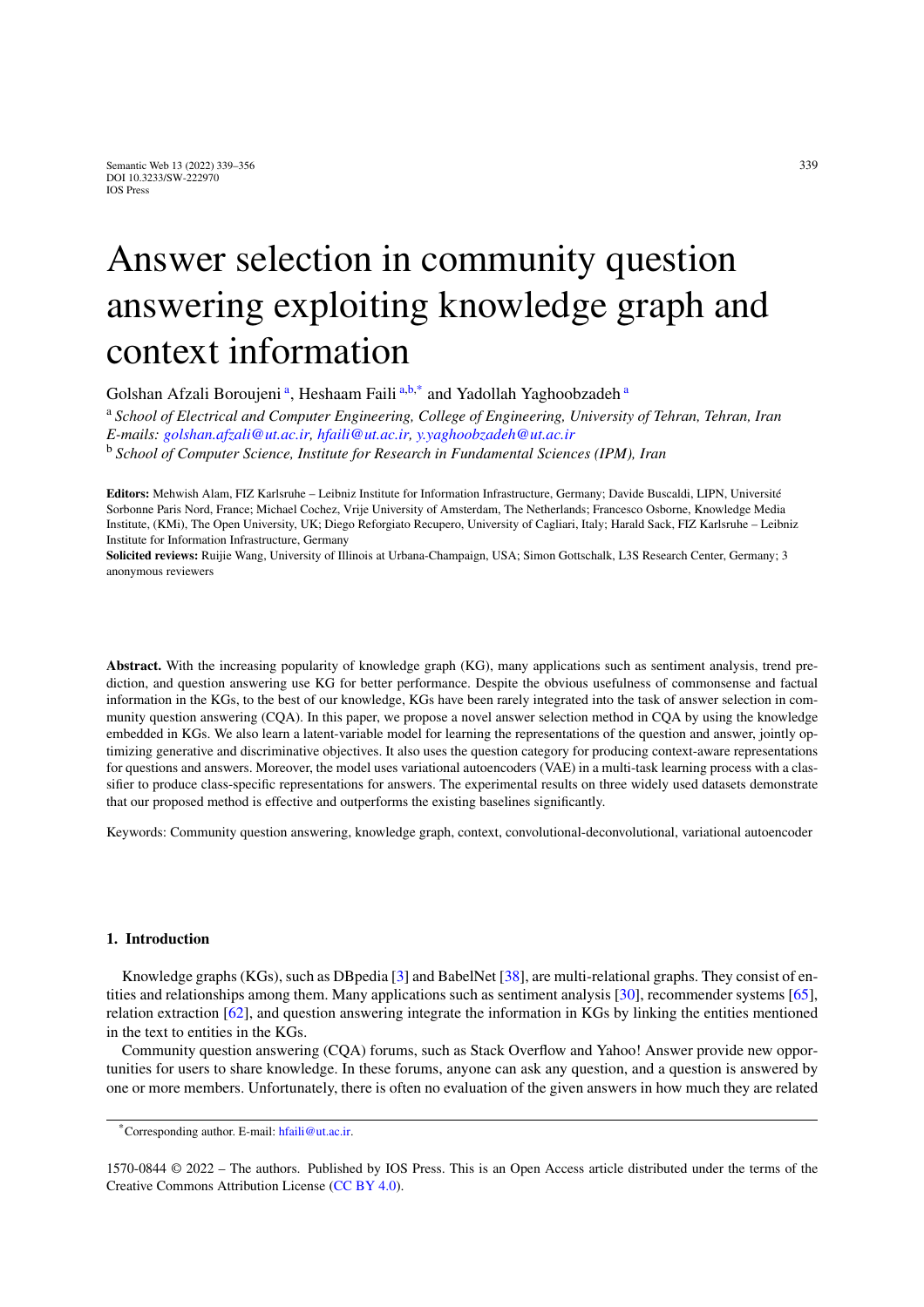# Answer selection in community question answering exploiting knowledge graph and context information

Golshan Afzali Boroujeni [a], Heshaam Faili [a,b,*] and Yadollah Yaghoobzadeh [a]

[a] *School of Electrical and Computer Engineering, College of Engineering, University of Tehran, Tehran, Iran*
*E-mails: golshan.afzali@ut.ac.ir, hfaili@ut.ac.ir, y.yaghoobzadeh@ut.ac.ir*

[b] *School of Computer Science, Institute for Research in Fundamental Sciences (IPM), Iran*

**Editors:** Mehwish Alam, FIZ Karlsruhe – Leibniz Institute for Information Infrastructure, Germany; Davide Buscaldi, LIPN, Université Sorbonne Paris Nord, France; Michael Cochez, Vrije University of Amsterdam, The Netherlands; Francesco Osborne, Knowledge Media Institute, (KMi), The Open University, UK; Diego Reforgiato Recupero, University of Cagliari, Italy; Harald Sack, FIZ Karlsruhe – Leibniz Institute for Information Infrastructure, Germany

**Solicited reviews:** Ruijie Wang, University of Illinois at Urbana-Champaign, USA; Simon Gottschalk, L3S Research Center, Germany; 3 anonymous reviewers

**Abstract.** With the increasing popularity of knowledge graph (KG), many applications such as sentiment analysis, trend prediction, and question answering use KG for better performance. Despite the obvious usefulness of commonsense and factual information in the KGs, to the best of our knowledge, KGs have been rarely integrated into the task of answer selection in community question answering (CQA). In this paper, we propose a novel answer selection method in CQA by using the knowledge embedded in KGs. We also learn a latent-variable model for learning the representations of the question and answer, jointly optimizing generative and discriminative objectives. It also uses the question category for producing context-aware representations for questions and answers. Moreover, the model uses variational autoencoders (VAE) in a multi-task learning process with a classifier to produce class-specific representations for answers. The experimental results on three widely used datasets demonstrate that our proposed method is effective and outperforms the existing baselines significantly.

Keywords: Community question answering, knowledge graph, context, convolutional-deconvolutional, variational autoencoder

## 1. Introduction

Knowledge graphs (KGs), such as DBpedia [3] and BabelNet [38], are multi-relational graphs. They consist of entities and relationships among them. Many applications such as sentiment analysis [30], recommender systems [65], relation extraction [62], and question answering integrate the information in KGs by linking the entities mentioned in the text to entities in the KGs.

Community question answering (CQA) forums, such as Stack Overflow and Yahoo! Answer provide new opportunities for users to share knowledge. In these forums, anyone can ask any question, and a question is answered by one or more members. Unfortunately, there is often no evaluation of the given answers in how much they are related

---

*Corresponding author. E-mail: hfaili@ut.ac.ir.

1570-0844 © 2022 – The authors. Published by IOS Press. This is an Open Access article distributed under the terms of the Creative Commons Attribution License (CC BY 4.0).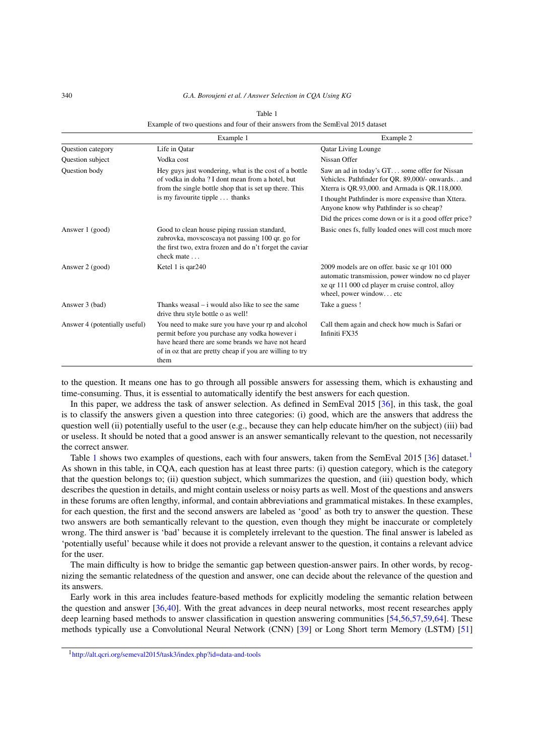Table 1

Example of two questions and four of their answers from the SemEval 2015 dataset

| | Example 1 | Example 2 |
|---|---|---|
| Question category | Life in Qatar | Qatar Living Lounge |
| Question subject | Vodka cost | Nissan Offer |
| Question body | Hey guys just wondering, what is the cost of a bottle of vodka in doha ? I dont mean from a hotel, but from the single bottle shop that is set up there. This is my favourite tipple . . . thanks | Saw an ad in today's GT. . . some offer for Nissan Vehicles. Pathfinder for QR. 89,000/- onwards. . .and Xterra is QR.93,000. and Armada is QR.118,000. I thought Pathfinder is more expensive than Xttera. Anyone know why Pathfinder is so cheap? Did the prices come down or is it a good offer price? |
| Answer 1 (good) | Good to clean house piping russian standard, zubrovka, movscoscaya not passing 100 qr. go for the first two, extra frozen and do n't forget the caviar check mate . . . | Basic ones fs, fully loaded ones will cost much more |
| Answer 2 (good) | Ketel 1 is qar240 | 2009 models are on offer. basic xe qr 101 000 automatic transmission, power window no cd player xe qr 111 000 cd player m cruise control, alloy wheel, power window. . . etc |
| Answer 3 (bad) | Thanks weasal – i would also like to see the same drive thru style bottle o as well! | Take a guess ! |
| Answer 4 (potentially useful) | You need to make sure you have your rp and alcohol permit before you purchase any vodka however i have heard there are some brands we have not heard of in oz that are pretty cheap if you are willing to try them | Call them again and check how much is Safari or Infiniti FX35 |

to the question. It means one has to go through all possible answers for assessing them, which is exhausting and time-consuming. Thus, it is essential to automatically identify the best answers for each question.

In this paper, we address the task of answer selection. As defined in SemEval 2015 [36], in this task, the goal is to classify the answers given a question into three categories: (i) good, which are the answers that address the question well (ii) potentially useful to the user (e.g., because they can help educate him/her on the subject) (iii) bad or useless. It should be noted that a good answer is an answer semantically relevant to the question, not necessarily the correct answer.

Table 1 shows two examples of questions, each with four answers, taken from the SemEval 2015 [36] dataset.[1] As shown in this table, in CQA, each question has at least three parts: (i) question category, which is the category that the question belongs to; (ii) question subject, which summarizes the question, and (iii) question body, which describes the question in details, and might contain useless or noisy parts as well. Most of the questions and answers in these forums are often lengthy, informal, and contain abbreviations and grammatical mistakes. In these examples, for each question, the first and the second answers are labeled as 'good' as both try to answer the question. These two answers are both semantically relevant to the question, even though they might be inaccurate or completely wrong. The third answer is 'bad' because it is completely irrelevant to the question. The final answer is labeled as 'potentially useful' because while it does not provide a relevant answer to the question, it contains a relevant advice for the user.

The main difficulty is how to bridge the semantic gap between question-answer pairs. In other words, by recognizing the semantic relatedness of the question and answer, one can decide about the relevance of the question and its answers.

Early work in this area includes feature-based methods for explicitly modeling the semantic relation between the question and answer [36,40]. With the great advances in deep neural networks, most recent researches apply deep learning based methods to answer classification in question answering communities [54,56,57,59,64]. These methods typically use a Convolutional Neural Network (CNN) [39] or Long Short term Memory (LSTM) [51]

[1] http://alt.qcri.org/semeval2015/task3/index.php?id=data-and-tools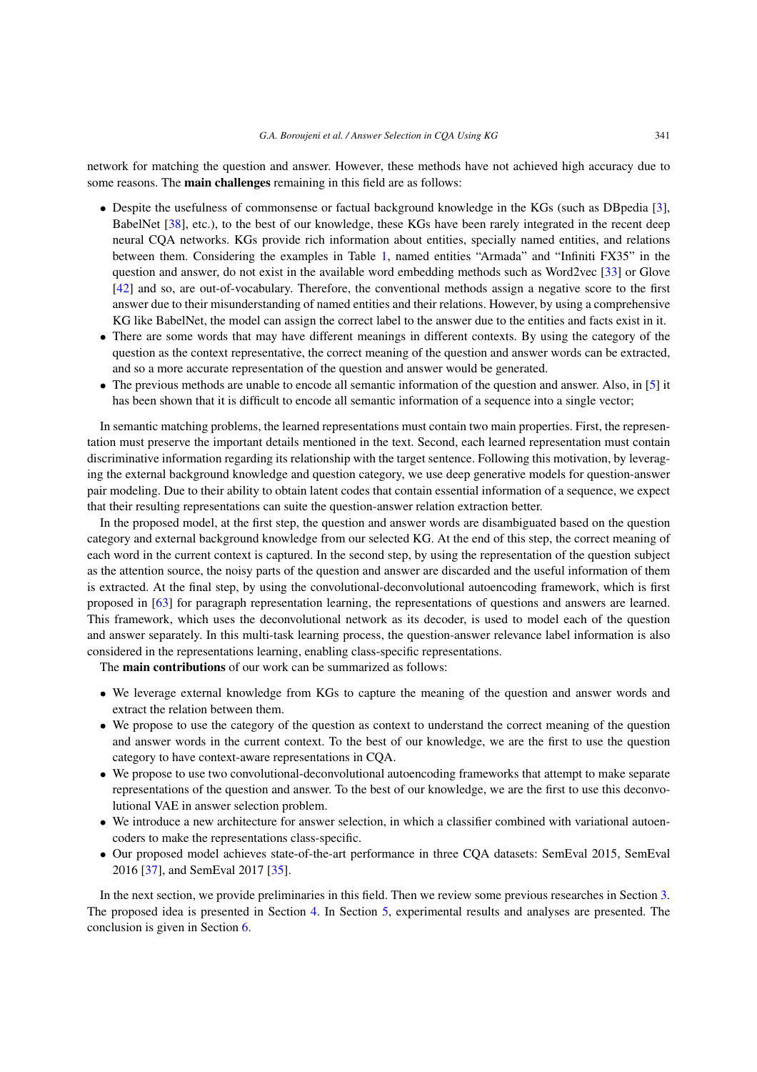network for matching the question and answer. However, these methods have not achieved high accuracy due to some reasons. The **main challenges** remaining in this field are as follows:

- Despite the usefulness of commonsense or factual background knowledge in the KGs (such as DBpedia [3], BabelNet [38], etc.), to the best of our knowledge, these KGs have been rarely integrated in the recent deep neural CQA networks. KGs provide rich information about entities, specially named entities, and relations between them. Considering the examples in Table 1, named entities "Armada" and "Infiniti FX35" in the question and answer, do not exist in the available word embedding methods such as Word2vec [33] or Glove [42] and so, are out-of-vocabulary. Therefore, the conventional methods assign a negative score to the first answer due to their misunderstanding of named entities and their relations. However, by using a comprehensive KG like BabelNet, the model can assign the correct label to the answer due to the entities and facts exist in it.
- There are some words that may have different meanings in different contexts. By using the category of the question as the context representative, the correct meaning of the question and answer words can be extracted, and so a more accurate representation of the question and answer would be generated.
- The previous methods are unable to encode all semantic information of the question and answer. Also, in [5] it has been shown that it is difficult to encode all semantic information of a sequence into a single vector;

In semantic matching problems, the learned representations must contain two main properties. First, the representation must preserve the important details mentioned in the text. Second, each learned representation must contain discriminative information regarding its relationship with the target sentence. Following this motivation, by leveraging the external background knowledge and question category, we use deep generative models for question-answer pair modeling. Due to their ability to obtain latent codes that contain essential information of a sequence, we expect that their resulting representations can suite the question-answer relation extraction better.

In the proposed model, at the first step, the question and answer words are disambiguated based on the question category and external background knowledge from our selected KG. At the end of this step, the correct meaning of each word in the current context is captured. In the second step, by using the representation of the question subject as the attention source, the noisy parts of the question and answer are discarded and the useful information of them is extracted. At the final step, by using the convolutional-deconvolutional autoencoding framework, which is first proposed in [63] for paragraph representation learning, the representations of questions and answers are learned. This framework, which uses the deconvolutional network as its decoder, is used to model each of the question and answer separately. In this multi-task learning process, the question-answer relevance label information is also considered in the representations learning, enabling class-specific representations.

The **main contributions** of our work can be summarized as follows:

- We leverage external knowledge from KGs to capture the meaning of the question and answer words and extract the relation between them.
- We propose to use the category of the question as context to understand the correct meaning of the question and answer words in the current context. To the best of our knowledge, we are the first to use the question category to have context-aware representations in CQA.
- We propose to use two convolutional-deconvolutional autoencoding frameworks that attempt to make separate representations of the question and answer. To the best of our knowledge, we are the first to use this deconvolutional VAE in answer selection problem.
- We introduce a new architecture for answer selection, in which a classifier combined with variational autoencoders to make the representations class-specific.
- Our proposed model achieves state-of-the-art performance in three CQA datasets: SemEval 2015, SemEval 2016 [37], and SemEval 2017 [35].

In the next section, we provide preliminaries in this field. Then we review some previous researches in Section 3. The proposed idea is presented in Section 4. In Section 5, experimental results and analyses are presented. The conclusion is given in Section 6.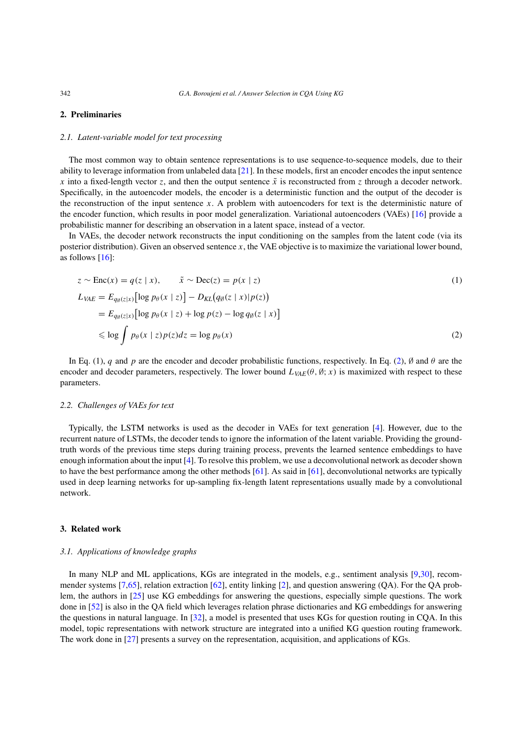## 2. Preliminaries

### 2.1. Latent-variable model for text processing

The most common way to obtain sentence representations is to use sequence-to-sequence models, due to their ability to leverage information from unlabeled data [21]. In these models, first an encoder encodes the input sentence $x$ into a fixed-length vector $z$, and then the output sentence $\tilde{x}$ is reconstructed from $z$ through a decoder network. Specifically, in the autoencoder models, the encoder is a deterministic function and the output of the decoder is the reconstruction of the input sentence $x$. A problem with autoencoders for text is the deterministic nature of the encoder function, which results in poor model generalization. Variational autoencoders (VAEs) [16] provide a probabilistic manner for describing an observation in a latent space, instead of a vector.

In VAEs, the decoder network reconstructs the input conditioning on the samples from the latent code (via its posterior distribution). Given an observed sentence $x$, the VAE objective is to maximize the variational lower bound, as follows [16]:

$$z \sim \text{Enc}(x) = q(z \mid x), \qquad \tilde{x} \sim \text{Dec}(z) = p(x \mid z) \tag{1}$$

$$\begin{aligned} L_{VAE} &= E_{q_{\emptyset}(z|x)}\big[\log p_{\theta}(x \mid z)\big] - D_{KL}\big(q_{\emptyset}(z \mid x) | p(z)\big) \\ &= E_{q_{\emptyset}(z|x)}\big[\log p_{\theta}(x \mid z) + \log p(z) - \log q_{\emptyset}(z \mid x)\big] \\ &\leqslant \log \int p_{\theta}(x \mid z) p(z) dz = \log p_{\theta}(x) \end{aligned} \tag{2}$$

In Eq. (1), $q$ and $p$ are the encoder and decoder probabilistic functions, respectively. In Eq. (2), $\emptyset$ and $\theta$ are the encoder and decoder parameters, respectively. The lower bound $L_{VAE}(\theta, \emptyset; x)$ is maximized with respect to these parameters.

### 2.2. Challenges of VAEs for text

Typically, the LSTM networks is used as the decoder in VAEs for text generation [4]. However, due to the recurrent nature of LSTMs, the decoder tends to ignore the information of the latent variable. Providing the ground-truth words of the previous time steps during training process, prevents the learned sentence embeddings to have enough information about the input [4]. To resolve this problem, we use a deconvolutional network as decoder shown to have the best performance among the other methods [61]. As said in [61], deconvolutional networks are typically used in deep learning networks for up-sampling fix-length latent representations usually made by a convolutional network.

## 3. Related work

### 3.1. Applications of knowledge graphs

In many NLP and ML applications, KGs are integrated in the models, e.g., sentiment analysis [9,30], recommender systems [7,65], relation extraction [62], entity linking [2], and question answering (QA). For the QA problem, the authors in [25] use KG embeddings for answering the questions, especially simple questions. The work done in [52] is also in the QA field which leverages relation phrase dictionaries and KG embeddings for answering the questions in natural language. In [32], a model is presented that uses KGs for question routing in CQA. In this model, topic representations with network structure are integrated into a unified KG question routing framework. The work done in [27] presents a survey on the representation, acquisition, and applications of KGs.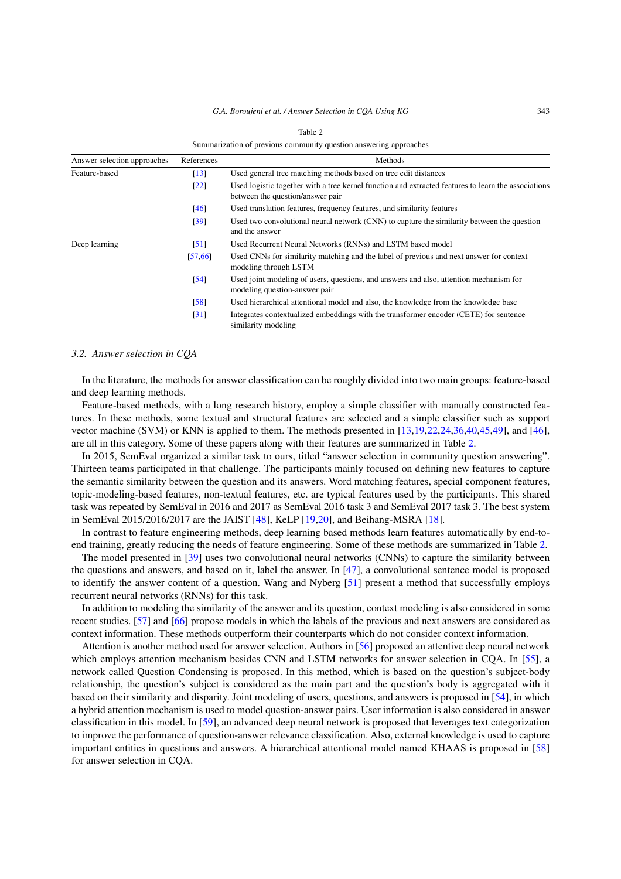Table 2

Summarization of previous community question answering approaches

| Answer selection approaches | References | Methods |
|---|---|---|
| Feature-based | [13] | Used general tree matching methods based on tree edit distances |
| | [22] | Used logistic together with a tree kernel function and extracted features to learn the associations between the question/answer pair |
| | [46] | Used translation features, frequency features, and similarity features |
| | [39] | Used two convolutional neural network (CNN) to capture the similarity between the question and the answer |
| Deep learning | [51] | Used Recurrent Neural Networks (RNNs) and LSTM based model |
| | [57,66] | Used CNNs for similarity matching and the label of previous and next answer for context modeling through LSTM |
| | [54] | Used joint modeling of users, questions, and answers and also, attention mechanism for modeling question-answer pair |
| | [58] | Used hierarchical attentional model and also, the knowledge from the knowledge base |
| | [31] | Integrates contextualized embeddings with the transformer encoder (CETE) for sentence similarity modeling |

### *3.2. Answer selection in CQA*

In the literature, the methods for answer classification can be roughly divided into two main groups: feature-based and deep learning methods.

Feature-based methods, with a long research history, employ a simple classifier with manually constructed features. In these methods, some textual and structural features are selected and a simple classifier such as support vector machine (SVM) or KNN is applied to them. The methods presented in [13,19,22,24,36,40,45,49], and [46], are all in this category. Some of these papers along with their features are summarized in Table 2.

In 2015, SemEval organized a similar task to ours, titled "answer selection in community question answering". Thirteen teams participated in that challenge. The participants mainly focused on defining new features to capture the semantic similarity between the question and its answers. Word matching features, special component features, topic-modeling-based features, non-textual features, etc. are typical features used by the participants. This shared task was repeated by SemEval in 2016 and 2017 as SemEval 2016 task 3 and SemEval 2017 task 3. The best system in SemEval 2015/2016/2017 are the JAIST [48], KeLP [19,20], and Beihang-MSRA [18].

In contrast to feature engineering methods, deep learning based methods learn features automatically by end-to-end training, greatly reducing the needs of feature engineering. Some of these methods are summarized in Table 2.

The model presented in [39] uses two convolutional neural networks (CNNs) to capture the similarity between the questions and answers, and based on it, label the answer. In [47], a convolutional sentence model is proposed to identify the answer content of a question. Wang and Nyberg [51] present a method that successfully employs recurrent neural networks (RNNs) for this task.

In addition to modeling the similarity of the answer and its question, context modeling is also considered in some recent studies. [57] and [66] propose models in which the labels of the previous and next answers are considered as context information. These methods outperform their counterparts which do not consider context information.

Attention is another method used for answer selection. Authors in [56] proposed an attentive deep neural network which employs attention mechanism besides CNN and LSTM networks for answer selection in CQA. In [55], a network called Question Condensing is proposed. In this method, which is based on the question's subject-body relationship, the question's subject is considered as the main part and the question's body is aggregated with it based on their similarity and disparity. Joint modeling of users, questions, and answers is proposed in [54], in which a hybrid attention mechanism is used to model question-answer pairs. User information is also considered in answer classification in this model. In [59], an advanced deep neural network is proposed that leverages text categorization to improve the performance of question-answer relevance classification. Also, external knowledge is used to capture important entities in questions and answers. A hierarchical attentional model named KHAAS is proposed in [58] for answer selection in CQA.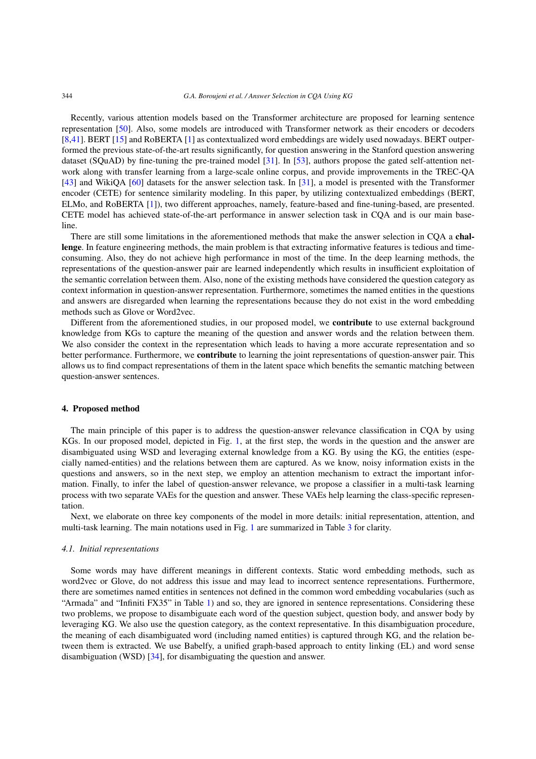Recently, various attention models based on the Transformer architecture are proposed for learning sentence representation [50]. Also, some models are introduced with Transformer network as their encoders or decoders [8,41]. BERT [15] and RoBERTA [1] as contextualized word embeddings are widely used nowadays. BERT outperformed the previous state-of-the-art results significantly, for question answering in the Stanford question answering dataset (SQuAD) by fine-tuning the pre-trained model [31]. In [53], authors propose the gated self-attention network along with transfer learning from a large-scale online corpus, and provide improvements in the TREC-QA [43] and WikiQA [60] datasets for the answer selection task. In [31], a model is presented with the Transformer encoder (CETE) for sentence similarity modeling. In this paper, by utilizing contextualized embeddings (BERT, ELMo, and RoBERTA [1]), two different approaches, namely, feature-based and fine-tuning-based, are presented. CETE model has achieved state-of-the-art performance in answer selection task in CQA and is our main baseline.

There are still some limitations in the aforementioned methods that make the answer selection in CQA a **challenge**. In feature engineering methods, the main problem is that extracting informative features is tedious and time-consuming. Also, they do not achieve high performance in most of the time. In the deep learning methods, the representations of the question-answer pair are learned independently which results in insufficient exploitation of the semantic correlation between them. Also, none of the existing methods have considered the question category as context information in question-answer representation. Furthermore, sometimes the named entities in the questions and answers are disregarded when learning the representations because they do not exist in the word embedding methods such as Glove or Word2vec.

Different from the aforementioned studies, in our proposed model, we **contribute** to use external background knowledge from KGs to capture the meaning of the question and answer words and the relation between them. We also consider the context in the representation which leads to having a more accurate representation and so better performance. Furthermore, we **contribute** to learning the joint representations of question-answer pair. This allows us to find compact representations of them in the latent space which benefits the semantic matching between question-answer sentences.

## 4. Proposed method

The main principle of this paper is to address the question-answer relevance classification in CQA by using KGs. In our proposed model, depicted in Fig. 1, at the first step, the words in the question and the answer are disambiguated using WSD and leveraging external knowledge from a KG. By using the KG, the entities (especially named-entities) and the relations between them are captured. As we know, noisy information exists in the questions and answers, so in the next step, we employ an attention mechanism to extract the important information. Finally, to infer the label of question-answer relevance, we propose a classifier in a multi-task learning process with two separate VAEs for the question and answer. These VAEs help learning the class-specific representation.

Next, we elaborate on three key components of the model in more details: initial representation, attention, and multi-task learning. The main notations used in Fig. 1 are summarized in Table 3 for clarity.

### 4.1. Initial representations

Some words may have different meanings in different contexts. Static word embedding methods, such as word2vec or Glove, do not address this issue and may lead to incorrect sentence representations. Furthermore, there are sometimes named entities in sentences not defined in the common word embedding vocabularies (such as "Armada" and "Infiniti FX35" in Table 1) and so, they are ignored in sentence representations. Considering these two problems, we propose to disambiguate each word of the question subject, question body, and answer body by leveraging KG. We also use the question category, as the context representative. In this disambiguation procedure, the meaning of each disambiguated word (including named entities) is captured through KG, and the relation between them is extracted. We use Babelfy, a unified graph-based approach to entity linking (EL) and word sense disambiguation (WSD) [34], for disambiguating the question and answer.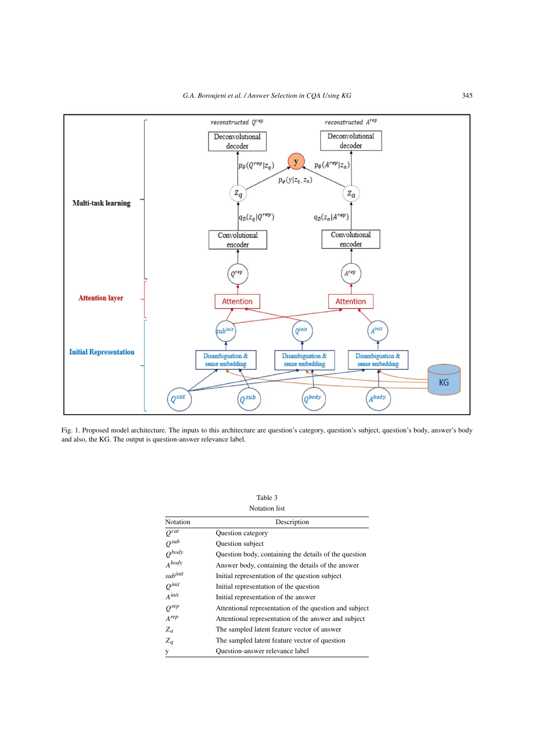Fig. 1. Proposed model architecture. The inputs to this architecture are question's category, question's subject, question's body, answer's body and also, the KG. The output is question-answer relevance label.

Table 3
Notation list

| Notation | Description |
|---|---|
| $Q^{cat}$ | Question category |
| $Q^{sub}$ | Question subject |
| $Q^{body}$ | Question body, containing the details of the question |
| $A^{body}$ | Answer body, containing the details of the answer |
| $sub^{init}$ | Initial representation of the question subject |
| $Q^{init}$ | Initial representation of the question |
| $A^{init}$ | Initial representation of the answer |
| $Q^{rep}$ | Attentional representation of the question and subject |
| $A^{rep}$ | Attentional representation of the answer and subject |
| $Z_a$ | The sampled latent feature vector of answer |
| $Z_q$ | The sampled latent feature vector of question |
| y | Question-answer relevance label |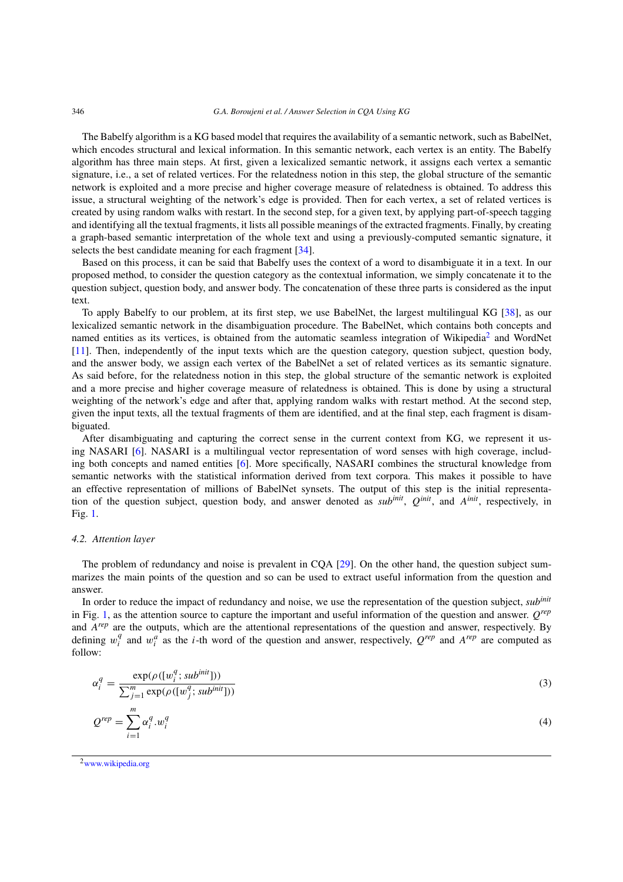The Babelfy algorithm is a KG based model that requires the availability of a semantic network, such as BabelNet, which encodes structural and lexical information. In this semantic network, each vertex is an entity. The Babelfy algorithm has three main steps. At first, given a lexicalized semantic network, it assigns each vertex a semantic signature, i.e., a set of related vertices. For the relatedness notion in this step, the global structure of the semantic network is exploited and a more precise and higher coverage measure of relatedness is obtained. To address this issue, a structural weighting of the network's edge is provided. Then for each vertex, a set of related vertices is created by using random walks with restart. In the second step, for a given text, by applying part-of-speech tagging and identifying all the textual fragments, it lists all possible meanings of the extracted fragments. Finally, by creating a graph-based semantic interpretation of the whole text and using a previously-computed semantic signature, it selects the best candidate meaning for each fragment [34].

Based on this process, it can be said that Babelfy uses the context of a word to disambiguate it in a text. In our proposed method, to consider the question category as the contextual information, we simply concatenate it to the question subject, question body, and answer body. The concatenation of these three parts is considered as the input text.

To apply Babelfy to our problem, at its first step, we use BabelNet, the largest multilingual KG [38], as our lexicalized semantic network in the disambiguation procedure. The BabelNet, which contains both concepts and named entities as its vertices, is obtained from the automatic seamless integration of Wikipedia[2] and WordNet [11]. Then, independently of the input texts which are the question category, question subject, question body, and the answer body, we assign each vertex of the BabelNet a set of related vertices as its semantic signature. As said before, for the relatedness notion in this step, the global structure of the semantic network is exploited and a more precise and higher coverage measure of relatedness is obtained. This is done by using a structural weighting of the network's edge and after that, applying random walks with restart method. At the second step, given the input texts, all the textual fragments of them are identified, and at the final step, each fragment is disambiguated.

After disambiguating and capturing the correct sense in the current context from KG, we represent it using NASARI [6]. NASARI is a multilingual vector representation of word senses with high coverage, including both concepts and named entities [6]. More specifically, NASARI combines the structural knowledge from semantic networks with the statistical information derived from text corpora. This makes it possible to have an effective representation of millions of BabelNet synsets. The output of this step is the initial representation of the question subject, question body, and answer denoted as $sub^{init}$, $Q^{init}$, and $A^{init}$, respectively, in Fig. 1.

### 4.2. Attention layer

The problem of redundancy and noise is prevalent in CQA [29]. On the other hand, the question subject summarizes the main points of the question and so can be used to extract useful information from the question and answer.

In order to reduce the impact of redundancy and noise, we use the representation of the question subject, $sub^{init}$ in Fig. 1, as the attention source to capture the important and useful information of the question and answer. $Q^{rep}$ and $A^{rep}$ are the outputs, which are the attentional representations of the question and answer, respectively. By defining $w_i^q$ and $w_i^a$ as the $i$-th word of the question and answer, respectively, $Q^{rep}$ and $A^{rep}$ are computed as follow:

$$\alpha_i^q = \frac{\exp(\rho([w_i^q; sub^{init}]))}{\sum_{j=1}^{m} \exp(\rho([w_j^q; sub^{init}]))} \tag{3}$$

$$Q^{rep} = \sum_{i=1}^{m} \alpha_i^q . w_i^q \tag{4}$$

[2] www.wikipedia.org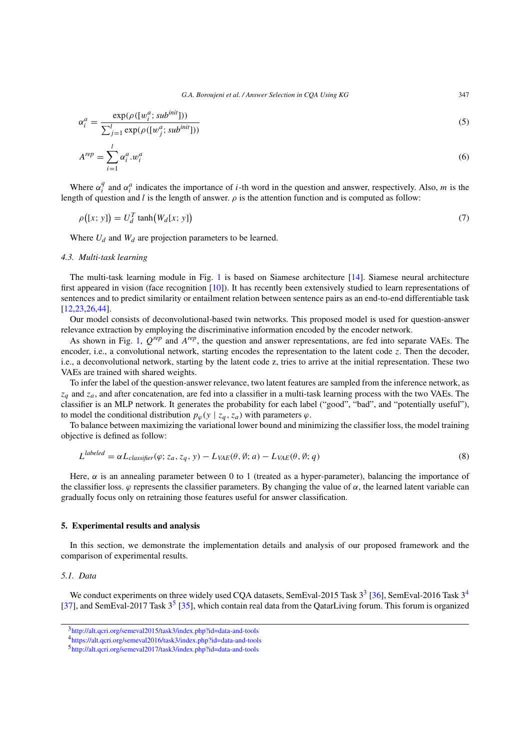$$\alpha_i^a = \frac{\exp(\rho([w_i^a; sub^{init}]))}{\sum_{j=1}^{l} \exp(\rho([w_j^a; sub^{init}]))} \tag{5}$$

$$A^{rep} = \sum_{i=1}^{l} \alpha_i^a . w_i^a \tag{6}$$

Where $\alpha_i^q$ and $\alpha_i^a$ indicates the importance of $i$-th word in the question and answer, respectively. Also, $m$ is the length of question and $l$ is the length of answer. $\rho$ is the attention function and is computed as follow:

$$\rho([x; y]) = U_d^T \tanh(W_d[x; y]) \tag{7}$$

Where $U_d$ and $W_d$ are projection parameters to be learned.

### 4.3. Multi-task learning

The multi-task learning module in Fig. 1 is based on Siamese architecture [14]. Siamese neural architecture first appeared in vision (face recognition [10]). It has recently been extensively studied to learn representations of sentences and to predict similarity or entailment relation between sentence pairs as an end-to-end differentiable task [12,23,26,44].

Our model consists of deconvolutional-based twin networks. This proposed model is used for question-answer relevance extraction by employing the discriminative information encoded by the encoder network.

As shown in Fig. 1, $Q^{rep}$ and $A^{rep}$, the question and answer representations, are fed into separate VAEs. The encoder, i.e., a convolutional network, starting encodes the representation to the latent code $z$. Then the decoder, i.e., a deconvolutional network, starting by the latent code z, tries to arrive at the initial representation. These two VAEs are trained with shared weights.

To infer the label of the question-answer relevance, two latent features are sampled from the inference network, as $z_q$ and $z_a$, and after concatenation, are fed into a classifier in a multi-task learning process with the two VAEs. The classifier is an MLP network. It generates the probability for each label ("good", "bad", and "potentially useful"), to model the conditional distribution $p_\varphi(y \mid z_q, z_a)$ with parameters $\varphi$.

To balance between maximizing the variational lower bound and minimizing the classifier loss, the model training objective is defined as follow:

$$L^{labeled} = \alpha L_{classifier}(\varphi; z_a, z_q, y) - L_{VAE}(\theta, \emptyset; a) - L_{VAE}(\theta, \emptyset; q) \tag{8}$$

Here, $\alpha$ is an annealing parameter between 0 to 1 (treated as a hyper-parameter), balancing the importance of the classifier loss. $\varphi$ represents the classifier parameters. By changing the value of $\alpha$, the learned latent variable can gradually focus only on retraining those features useful for answer classification.

## 5. Experimental results and analysis

In this section, we demonstrate the implementation details and analysis of our proposed framework and the comparison of experimental results.

### 5.1. Data

We conduct experiments on three widely used CQA datasets, SemEval-2015 Task 3[3] [36], SemEval-2016 Task 3[4] [37], and SemEval-2017 Task 3[5] [35], which contain real data from the QatarLiving forum. This forum is organized

[3] http://alt.qcri.org/semeval2015/task3/index.php?id=data-and-tools

[4] https://alt.qcri.org/semeval2016/task3/index.php?id=data-and-tools

[5] http://alt.qcri.org/semeval2017/task3/index.php?id=data-and-tools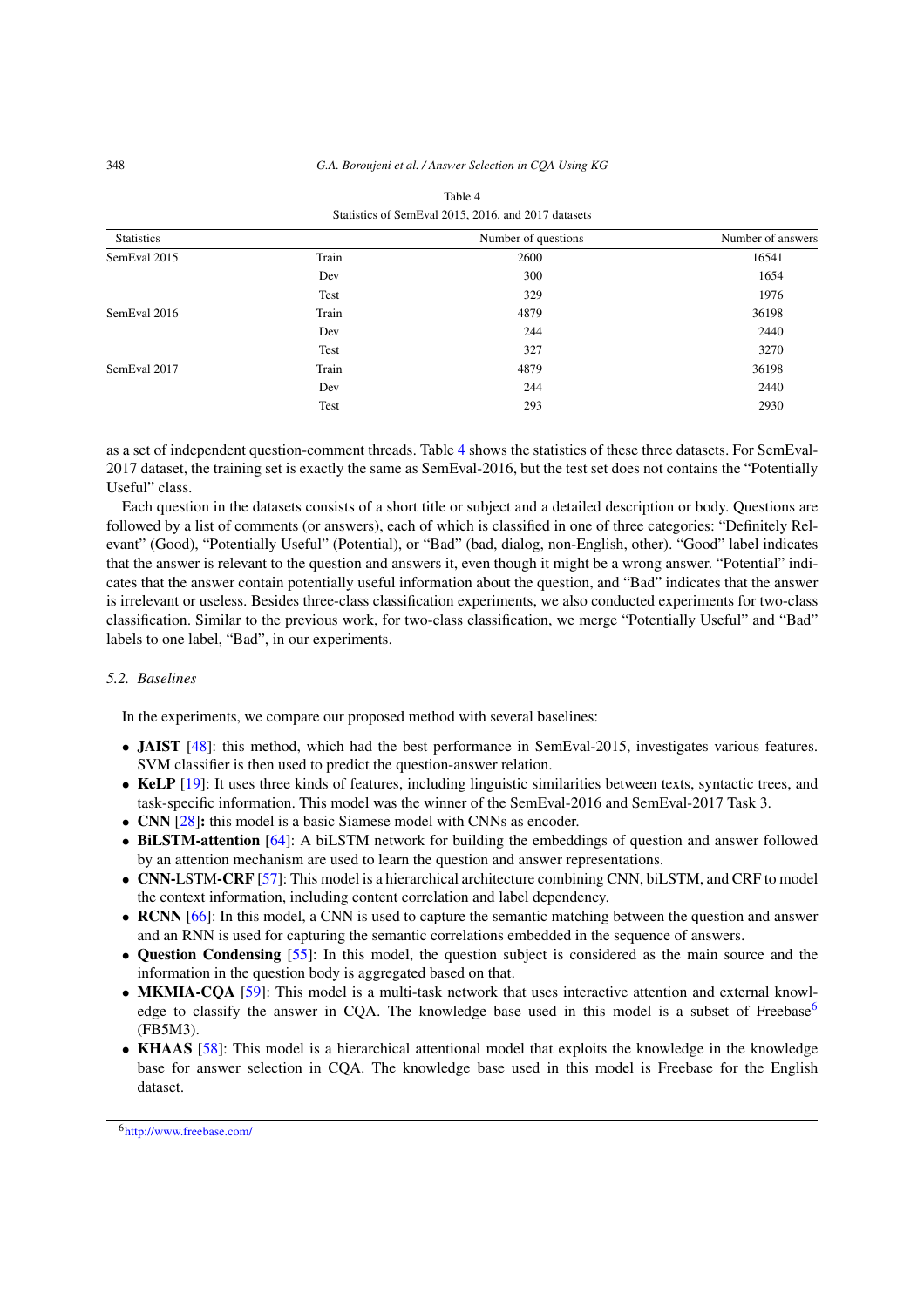Table 4

Statistics of SemEval 2015, 2016, and 2017 datasets

| Statistics | | Number of questions | Number of answers |
|---|---|---|---|
| SemEval 2015 | Train | 2600 | 16541 |
| | Dev | 300 | 1654 |
| | Test | 329 | 1976 |
| SemEval 2016 | Train | 4879 | 36198 |
| | Dev | 244 | 2440 |
| | Test | 327 | 3270 |
| SemEval 2017 | Train | 4879 | 36198 |
| | Dev | 244 | 2440 |
| | Test | 293 | 2930 |

as a set of independent question-comment threads. Table 4 shows the statistics of these three datasets. For SemEval-2017 dataset, the training set is exactly the same as SemEval-2016, but the test set does not contains the "Potentially Useful" class.

Each question in the datasets consists of a short title or subject and a detailed description or body. Questions are followed by a list of comments (or answers), each of which is classified in one of three categories: "Definitely Relevant" (Good), "Potentially Useful" (Potential), or "Bad" (bad, dialog, non-English, other). "Good" label indicates that the answer is relevant to the question and answers it, even though it might be a wrong answer. "Potential" indicates that the answer contain potentially useful information about the question, and "Bad" indicates that the answer is irrelevant or useless. Besides three-class classification experiments, we also conducted experiments for two-class classification. Similar to the previous work, for two-class classification, we merge "Potentially Useful" and "Bad" labels to one label, "Bad", in our experiments.

### 5.2. *Baselines*

In the experiments, we compare our proposed method with several baselines:

- **JAIST** [48]: this method, which had the best performance in SemEval-2015, investigates various features. SVM classifier is then used to predict the question-answer relation.
- **KeLP** [19]: It uses three kinds of features, including linguistic similarities between texts, syntactic trees, and task-specific information. This model was the winner of the SemEval-2016 and SemEval-2017 Task 3.
- **CNN** [28]**:** this model is a basic Siamese model with CNNs as encoder.
- **BiLSTM-attention** [64]: A biLSTM network for building the embeddings of question and answer followed by an attention mechanism are used to learn the question and answer representations.
- **CNN-**LSTM**-CRF** [57]: This model is a hierarchical architecture combining CNN, biLSTM, and CRF to model the context information, including content correlation and label dependency.
- **RCNN** [66]: In this model, a CNN is used to capture the semantic matching between the question and answer and an RNN is used for capturing the semantic correlations embedded in the sequence of answers.
- **Question Condensing** [55]: In this model, the question subject is considered as the main source and the information in the question body is aggregated based on that.
- **MKMIA-CQA** [59]: This model is a multi-task network that uses interactive attention and external knowledge to classify the answer in CQA. The knowledge base used in this model is a subset of Freebase[6] (FB5M3).
- **KHAAS** [58]: This model is a hierarchical attentional model that exploits the knowledge in the knowledge base for answer selection in CQA. The knowledge base used in this model is Freebase for the English dataset.

[6] http://www.freebase.com/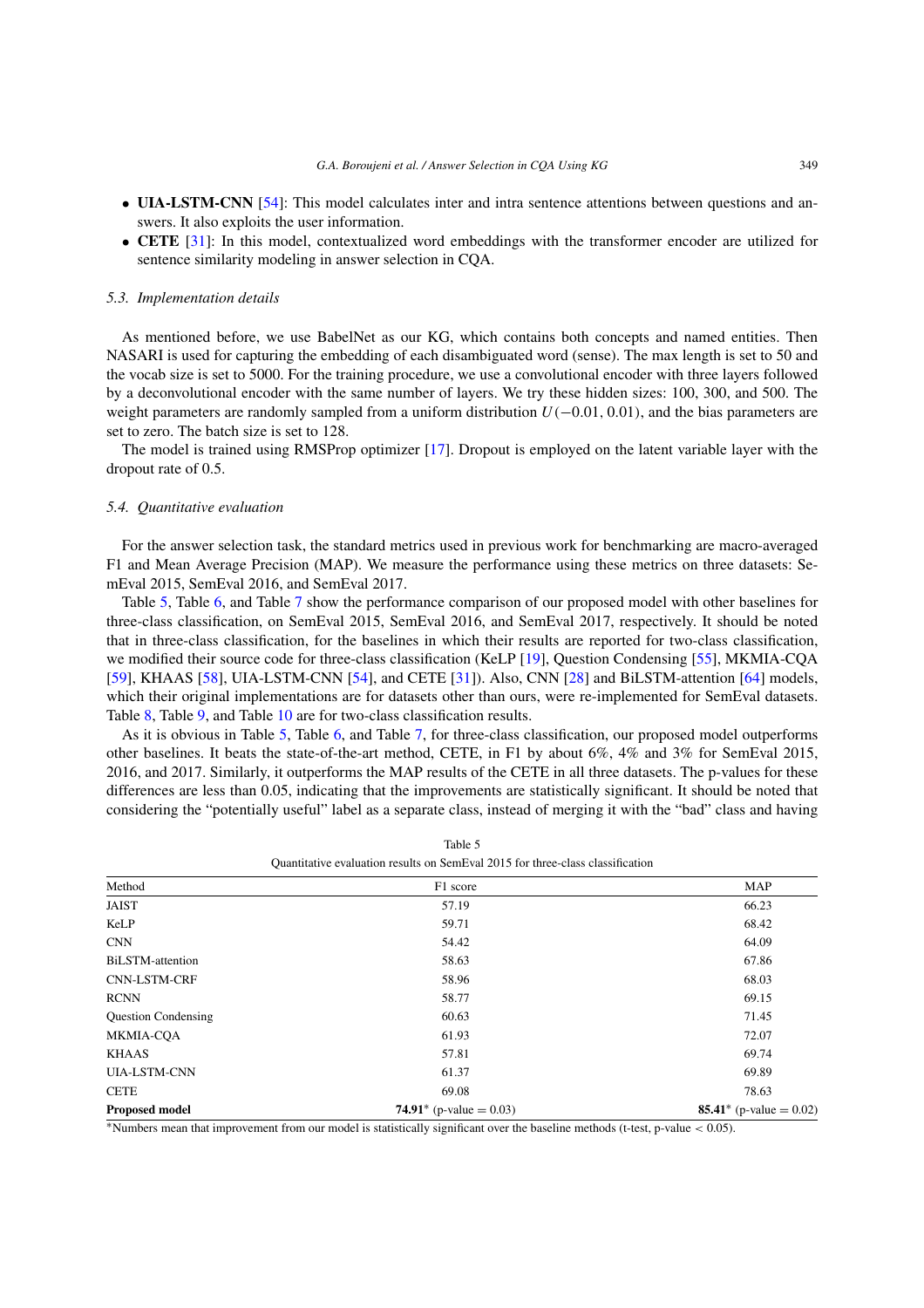- **UIA-LSTM-CNN** [54]: This model calculates inter and intra sentence attentions between questions and answers. It also exploits the user information.
- **CETE** [31]: In this model, contextualized word embeddings with the transformer encoder are utilized for sentence similarity modeling in answer selection in CQA.

### 5.3. Implementation details

As mentioned before, we use BabelNet as our KG, which contains both concepts and named entities. Then NASARI is used for capturing the embedding of each disambiguated word (sense). The max length is set to 50 and the vocab size is set to 5000. For the training procedure, we use a convolutional encoder with three layers followed by a deconvolutional encoder with the same number of layers. We try these hidden sizes: 100, 300, and 500. The weight parameters are randomly sampled from a uniform distribution $U(-0.01, 0.01)$, and the bias parameters are set to zero. The batch size is set to 128.

The model is trained using RMSProp optimizer [17]. Dropout is employed on the latent variable layer with the dropout rate of 0.5.

### 5.4. Quantitative evaluation

For the answer selection task, the standard metrics used in previous work for benchmarking are macro-averaged F1 and Mean Average Precision (MAP). We measure the performance using these metrics on three datasets: SemEval 2015, SemEval 2016, and SemEval 2017.

Table 5, Table 6, and Table 7 show the performance comparison of our proposed model with other baselines for three-class classification, on SemEval 2015, SemEval 2016, and SemEval 2017, respectively. It should be noted that in three-class classification, for the baselines in which their results are reported for two-class classification, we modified their source code for three-class classification (KeLP [19], Question Condensing [55], MKMIA-CQA [59], KHAAS [58], UIA-LSTM-CNN [54], and CETE [31]). Also, CNN [28] and BiLSTM-attention [64] models, which their original implementations are for datasets other than ours, were re-implemented for SemEval datasets. Table 8, Table 9, and Table 10 are for two-class classification results.

As it is obvious in Table 5, Table 6, and Table 7, for three-class classification, our proposed model outperforms other baselines. It beats the state-of-the-art method, CETE, in F1 by about 6%, 4% and 3% for SemEval 2015, 2016, and 2017. Similarly, it outperforms the MAP results of the CETE in all three datasets. The p-values for these differences are less than 0.05, indicating that the improvements are statistically significant. It should be noted that considering the "potentially useful" label as a separate class, instead of merging it with the "bad" class and having

Table 5
Quantitative evaluation results on SemEval 2015 for three-class classification

| Method | F1 score | MAP |
|---|---|---|
| JAIST | 57.19 | 66.23 |
| KeLP | 59.71 | 68.42 |
| CNN | 54.42 | 64.09 |
| BiLSTM-attention | 58.63 | 67.86 |
| CNN-LSTM-CRF | 58.96 | 68.03 |
| RCNN | 58.77 | 69.15 |
| Question Condensing | 60.63 | 71.45 |
| MKMIA-CQA | 61.93 | 72.07 |
| KHAAS | 57.81 | 69.74 |
| UIA-LSTM-CNN | 61.37 | 69.89 |
| CETE | 69.08 | 78.63 |
| **Proposed model** | **74.91**\* (p-value = 0.03) | **85.41**\* (p-value = 0.02) |

\*Numbers mean that improvement from our model is statistically significant over the baseline methods (t-test, p-value $< 0.05$).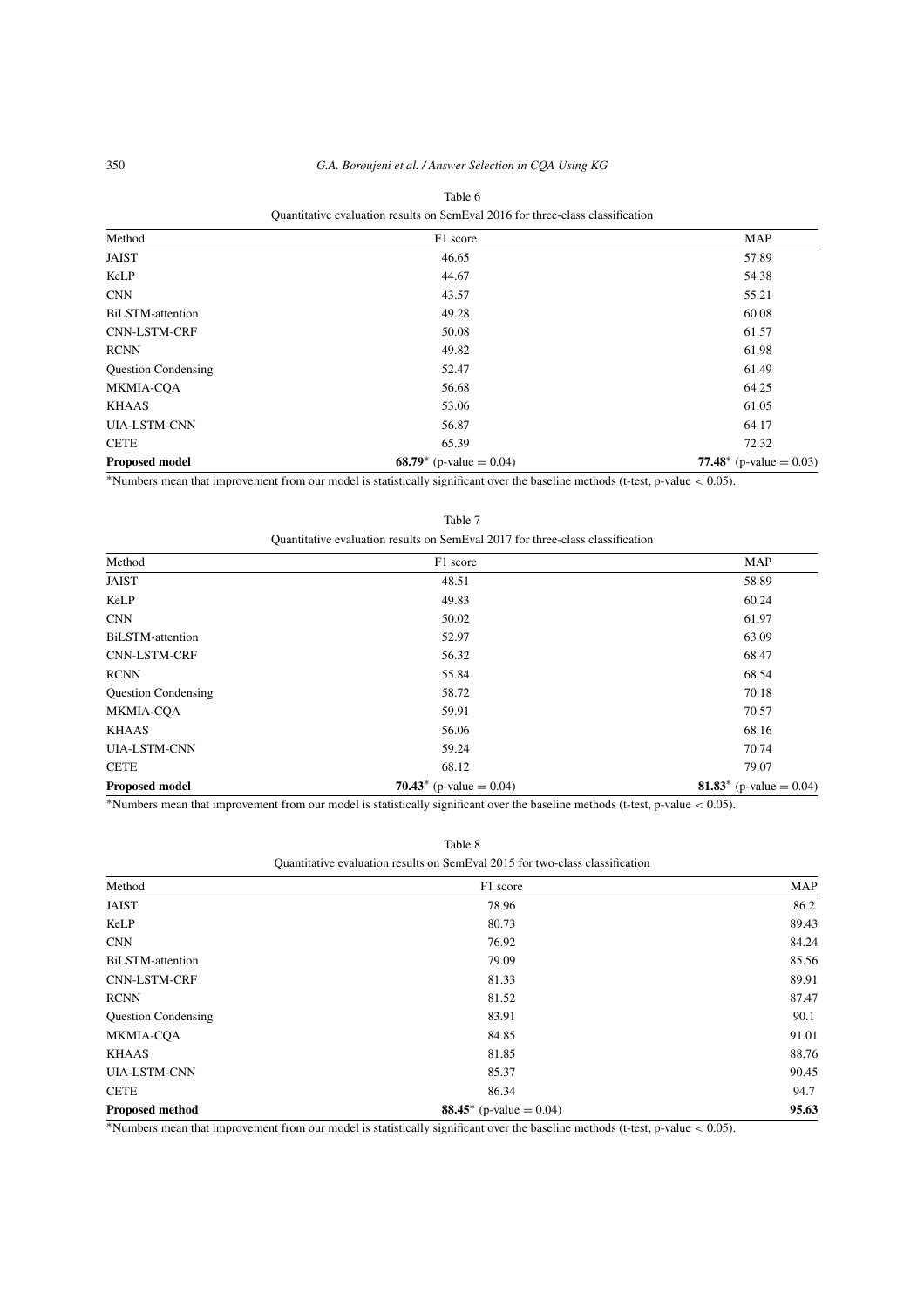Table 6

Quantitative evaluation results on SemEval 2016 for three-class classification

| Method | F1 score | MAP |
|---|---|---|
| JAIST | 46.65 | 57.89 |
| KeLP | 44.67 | 54.38 |
| CNN | 43.57 | 55.21 |
| BiLSTM-attention | 49.28 | 60.08 |
| CNN-LSTM-CRF | 50.08 | 61.57 |
| RCNN | 49.82 | 61.98 |
| Question Condensing | 52.47 | 61.49 |
| MKMIA-CQA | 56.68 | 64.25 |
| KHAAS | 53.06 | 61.05 |
| UIA-LSTM-CNN | 56.87 | 64.17 |
| CETE | 65.39 | 72.32 |
| **Proposed model** | **68.79**\* (p-value = 0.04) | **77.48**\* (p-value = 0.03) |

\*Numbers mean that improvement from our model is statistically significant over the baseline methods (t-test, p-value $< 0.05$).

Table 7

Quantitative evaluation results on SemEval 2017 for three-class classification

| Method | F1 score | MAP |
|---|---|---|
| JAIST | 48.51 | 58.89 |
| KeLP | 49.83 | 60.24 |
| CNN | 50.02 | 61.97 |
| BiLSTM-attention | 52.97 | 63.09 |
| CNN-LSTM-CRF | 56.32 | 68.47 |
| RCNN | 55.84 | 68.54 |
| Question Condensing | 58.72 | 70.18 |
| MKMIA-CQA | 59.91 | 70.57 |
| KHAAS | 56.06 | 68.16 |
| UIA-LSTM-CNN | 59.24 | 70.74 |
| CETE | 68.12 | 79.07 |
| **Proposed model** | **70.43**\* (p-value = 0.04) | **81.83**\* (p-value = 0.04) |

\*Numbers mean that improvement from our model is statistically significant over the baseline methods (t-test, p-value $< 0.05$).

Table 8

Quantitative evaluation results on SemEval 2015 for two-class classification

| Method | F1 score | MAP |
|---|---|---|
| JAIST | 78.96 | 86.2 |
| KeLP | 80.73 | 89.43 |
| CNN | 76.92 | 84.24 |
| BiLSTM-attention | 79.09 | 85.56 |
| CNN-LSTM-CRF | 81.33 | 89.91 |
| RCNN | 81.52 | 87.47 |
| Question Condensing | 83.91 | 90.1 |
| MKMIA-CQA | 84.85 | 91.01 |
| KHAAS | 81.85 | 88.76 |
| UIA-LSTM-CNN | 85.37 | 90.45 |
| CETE | 86.34 | 94.7 |
| **Proposed method** | **88.45**\* (p-value = 0.04) | **95.63** |

\*Numbers mean that improvement from our model is statistically significant over the baseline methods (t-test, p-value $< 0.05$).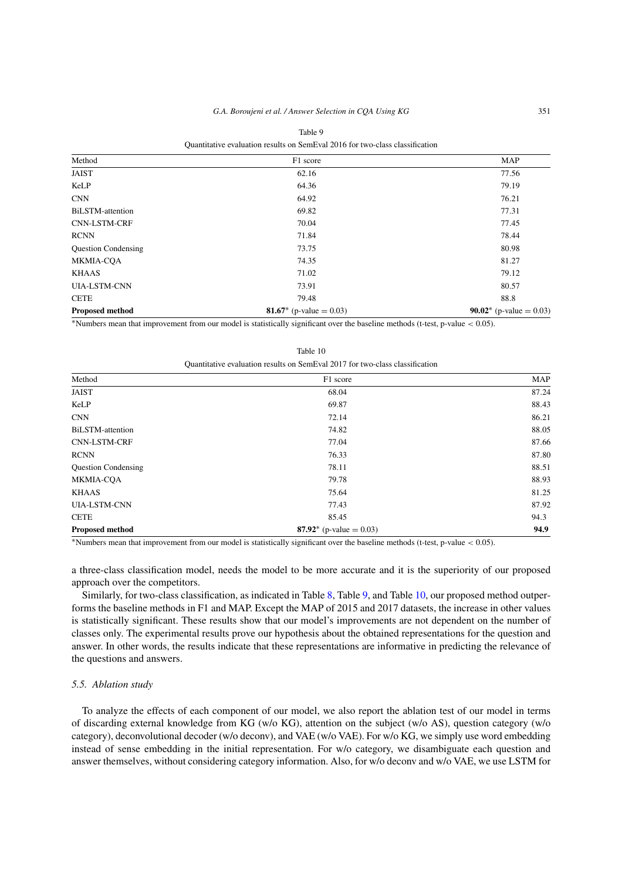Table 9

Quantitative evaluation results on SemEval 2016 for two-class classification

| Method | F1 score | MAP |
|---|---|---|
| JAIST | 62.16 | 77.56 |
| KeLP | 64.36 | 79.19 |
| CNN | 64.92 | 76.21 |
| BiLSTM-attention | 69.82 | 77.31 |
| CNN-LSTM-CRF | 70.04 | 77.45 |
| RCNN | 71.84 | 78.44 |
| Question Condensing | 73.75 | 80.98 |
| MKMIA-CQA | 74.35 | 81.27 |
| KHAAS | 71.02 | 79.12 |
| UIA-LSTM-CNN | 73.91 | 80.57 |
| CETE | 79.48 | 88.8 |
| **Proposed method** | **81.67*** (p-value = 0.03) | **90.02*** (p-value = 0.03) |

*Numbers mean that improvement from our model is statistically significant over the baseline methods (t-test, p-value $< 0.05$).

Table 10

Quantitative evaluation results on SemEval 2017 for two-class classification

| Method | F1 score | MAP |
|---|---|---|
| JAIST | 68.04 | 87.24 |
| KeLP | 69.87 | 88.43 |
| CNN | 72.14 | 86.21 |
| BiLSTM-attention | 74.82 | 88.05 |
| CNN-LSTM-CRF | 77.04 | 87.66 |
| RCNN | 76.33 | 87.80 |
| Question Condensing | 78.11 | 88.51 |
| MKMIA-CQA | 79.78 | 88.93 |
| KHAAS | 75.64 | 81.25 |
| UIA-LSTM-CNN | 77.43 | 87.92 |
| CETE | 85.45 | 94.3 |
| **Proposed method** | **87.92*** (p-value = 0.03) | **94.9** |

*Numbers mean that improvement from our model is statistically significant over the baseline methods (t-test, p-value $< 0.05$).

a three-class classification model, needs the model to be more accurate and it is the superiority of our proposed approach over the competitors.

Similarly, for two-class classification, as indicated in Table 8, Table 9, and Table 10, our proposed method outperforms the baseline methods in F1 and MAP. Except the MAP of 2015 and 2017 datasets, the increase in other values is statistically significant. These results show that our model's improvements are not dependent on the number of classes only. The experimental results prove our hypothesis about the obtained representations for the question and answer. In other words, the results indicate that these representations are informative in predicting the relevance of the questions and answers.

### 5.5. *Ablation study*

To analyze the effects of each component of our model, we also report the ablation test of our model in terms of discarding external knowledge from KG (w/o KG), attention on the subject (w/o AS), question category (w/o category), deconvolutional decoder (w/o deconv), and VAE (w/o VAE). For w/o KG, we simply use word embedding instead of sense embedding in the initial representation. For w/o category, we disambiguate each question and answer themselves, without considering category information. Also, for w/o deconv and w/o VAE, we use LSTM for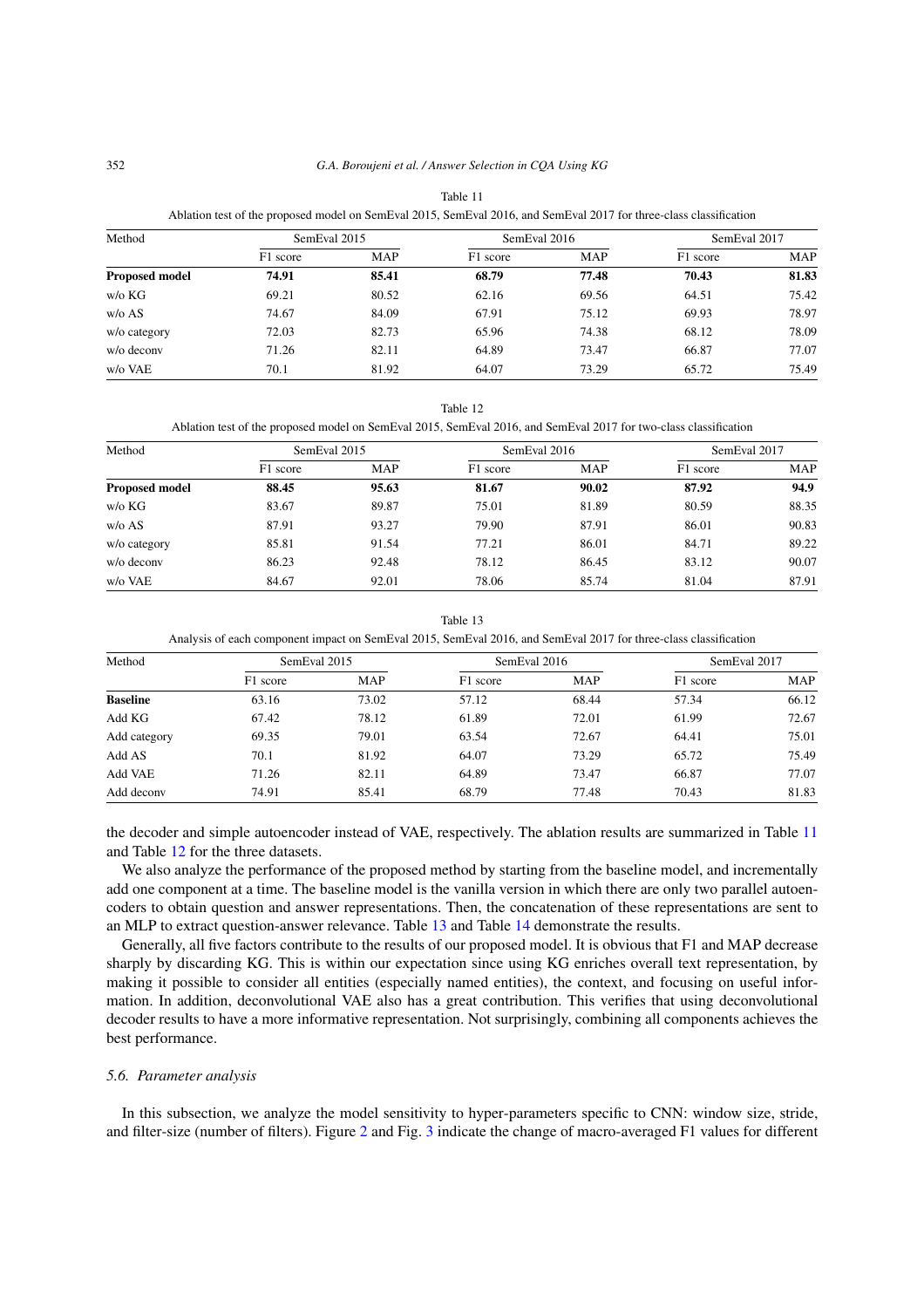Table 11

Ablation test of the proposed model on SemEval 2015, SemEval 2016, and SemEval 2017 for three-class classification

| Method | SemEval 2015 | | SemEval 2016 | | SemEval 2017 | |
|---|---|---|---|---|---|---|
| | F1 score | MAP | F1 score | MAP | F1 score | MAP |
| **Proposed model** | **74.91** | **85.41** | **68.79** | **77.48** | **70.43** | **81.83** |
| w/o KG | 69.21 | 80.52 | 62.16 | 69.56 | 64.51 | 75.42 |
| w/o AS | 74.67 | 84.09 | 67.91 | 75.12 | 69.93 | 78.97 |
| w/o category | 72.03 | 82.73 | 65.96 | 74.38 | 68.12 | 78.09 |
| w/o deconv | 71.26 | 82.11 | 64.89 | 73.47 | 66.87 | 77.07 |
| w/o VAE | 70.1 | 81.92 | 64.07 | 73.29 | 65.72 | 75.49 |

Table 12

Ablation test of the proposed model on SemEval 2015, SemEval 2016, and SemEval 2017 for two-class classification

| Method | SemEval 2015 | | SemEval 2016 | | SemEval 2017 | |
|---|---|---|---|---|---|---|
| | F1 score | MAP | F1 score | MAP | F1 score | MAP |
| **Proposed model** | **88.45** | **95.63** | **81.67** | **90.02** | **87.92** | **94.9** |
| w/o KG | 83.67 | 89.87 | 75.01 | 81.89 | 80.59 | 88.35 |
| w/o AS | 87.91 | 93.27 | 79.90 | 87.91 | 86.01 | 90.83 |
| w/o category | 85.81 | 91.54 | 77.21 | 86.01 | 84.71 | 89.22 |
| w/o deconv | 86.23 | 92.48 | 78.12 | 86.45 | 83.12 | 90.07 |
| w/o VAE | 84.67 | 92.01 | 78.06 | 85.74 | 81.04 | 87.91 |

Table 13

Analysis of each component impact on SemEval 2015, SemEval 2016, and SemEval 2017 for three-class classification

| Method | SemEval 2015 | | SemEval 2016 | | SemEval 2017 | |
|---|---|---|---|---|---|---|
| | F1 score | MAP | F1 score | MAP | F1 score | MAP |
| **Baseline** | 63.16 | 73.02 | 57.12 | 68.44 | 57.34 | 66.12 |
| Add KG | 67.42 | 78.12 | 61.89 | 72.01 | 61.99 | 72.67 |
| Add category | 69.35 | 79.01 | 63.54 | 72.67 | 64.41 | 75.01 |
| Add AS | 70.1 | 81.92 | 64.07 | 73.29 | 65.72 | 75.49 |
| Add VAE | 71.26 | 82.11 | 64.89 | 73.47 | 66.87 | 77.07 |
| Add deconv | 74.91 | 85.41 | 68.79 | 77.48 | 70.43 | 81.83 |

the decoder and simple autoencoder instead of VAE, respectively. The ablation results are summarized in Table 11 and Table 12 for the three datasets.

We also analyze the performance of the proposed method by starting from the baseline model, and incrementally add one component at a time. The baseline model is the vanilla version in which there are only two parallel autoencoders to obtain question and answer representations. Then, the concatenation of these representations are sent to an MLP to extract question-answer relevance. Table 13 and Table 14 demonstrate the results.

Generally, all five factors contribute to the results of our proposed model. It is obvious that F1 and MAP decrease sharply by discarding KG. This is within our expectation since using KG enriches overall text representation, by making it possible to consider all entities (especially named entities), the context, and focusing on useful information. In addition, deconvolutional VAE also has a great contribution. This verifies that using deconvolutional decoder results to have a more informative representation. Not surprisingly, combining all components achieves the best performance.

### 5.6. *Parameter analysis*

In this subsection, we analyze the model sensitivity to hyper-parameters specific to CNN: window size, stride, and filter-size (number of filters). Figure 2 and Fig. 3 indicate the change of macro-averaged F1 values for different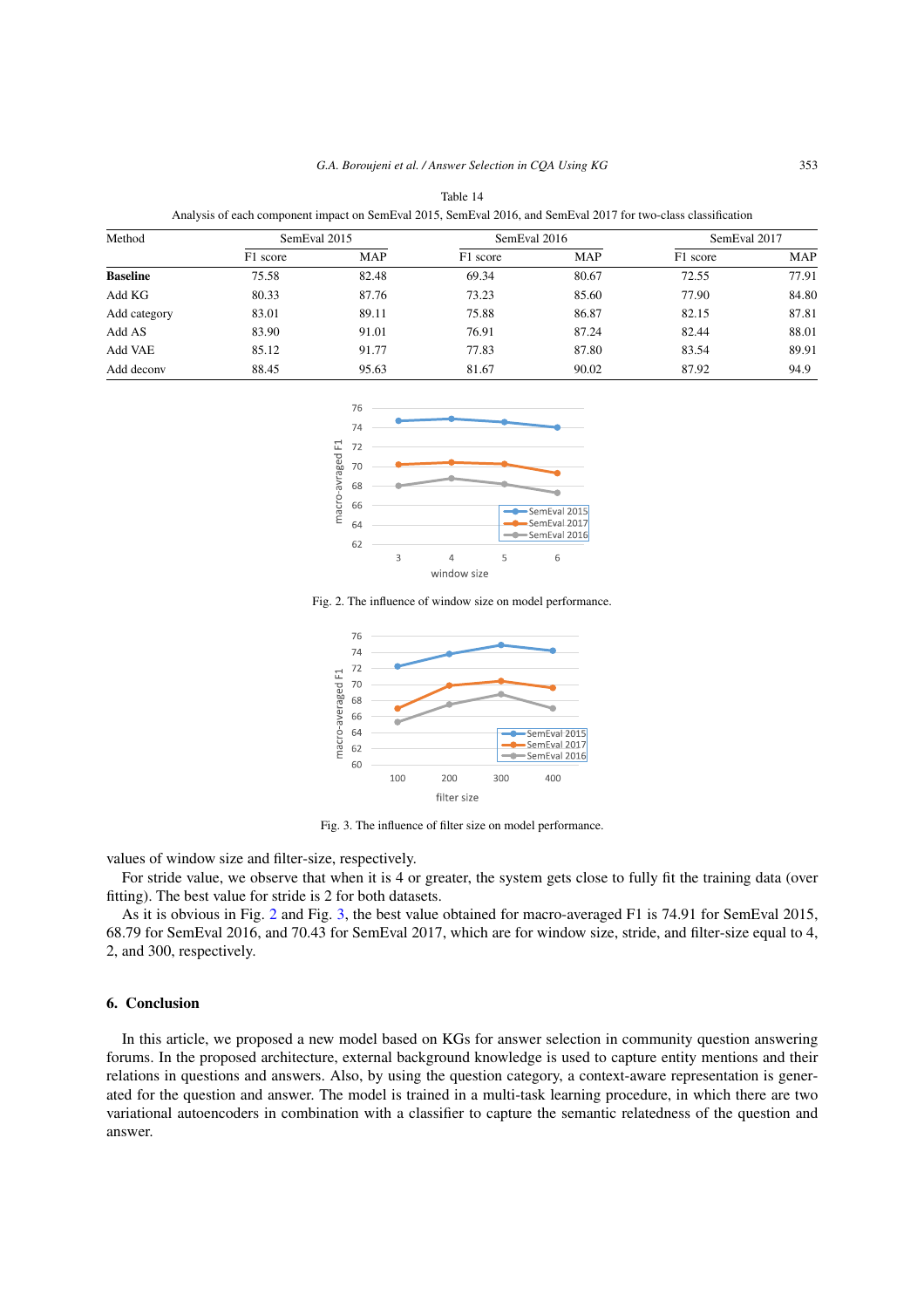Table 14

Analysis of each component impact on SemEval 2015, SemEval 2016, and SemEval 2017 for two-class classification

| Method | SemEval 2015 | | SemEval 2016 | | SemEval 2017 | |
|---|---|---|---|---|---|---|
| | F1 score | MAP | F1 score | MAP | F1 score | MAP |
| **Baseline** | 75.58 | 82.48 | 69.34 | 80.67 | 72.55 | 77.91 |
| Add KG | 80.33 | 87.76 | 73.23 | 85.60 | 77.90 | 84.80 |
| Add category | 83.01 | 89.11 | 75.88 | 86.87 | 82.15 | 87.81 |
| Add AS | 83.90 | 91.01 | 76.91 | 87.24 | 82.44 | 88.01 |
| Add VAE | 85.12 | 91.77 | 77.83 | 87.80 | 83.54 | 89.91 |
| Add deconv | 88.45 | 95.63 | 81.67 | 90.02 | 87.92 | 94.9 |

Fig. 2. The influence of window size on model performance.

Fig. 3. The influence of filter size on model performance.

values of window size and filter-size, respectively.

For stride value, we observe that when it is 4 or greater, the system gets close to fully fit the training data (over fitting). The best value for stride is 2 for both datasets.

As it is obvious in Fig. 2 and Fig. 3, the best value obtained for macro-averaged F1 is 74.91 for SemEval 2015, 68.79 for SemEval 2016, and 70.43 for SemEval 2017, which are for window size, stride, and filter-size equal to 4, 2, and 300, respectively.

## 6. Conclusion

In this article, we proposed a new model based on KGs for answer selection in community question answering forums. In the proposed architecture, external background knowledge is used to capture entity mentions and their relations in questions and answers. Also, by using the question category, a context-aware representation is generated for the question and answer. The model is trained in a multi-task learning procedure, in which there are two variational autoencoders in combination with a classifier to capture the semantic relatedness of the question and answer.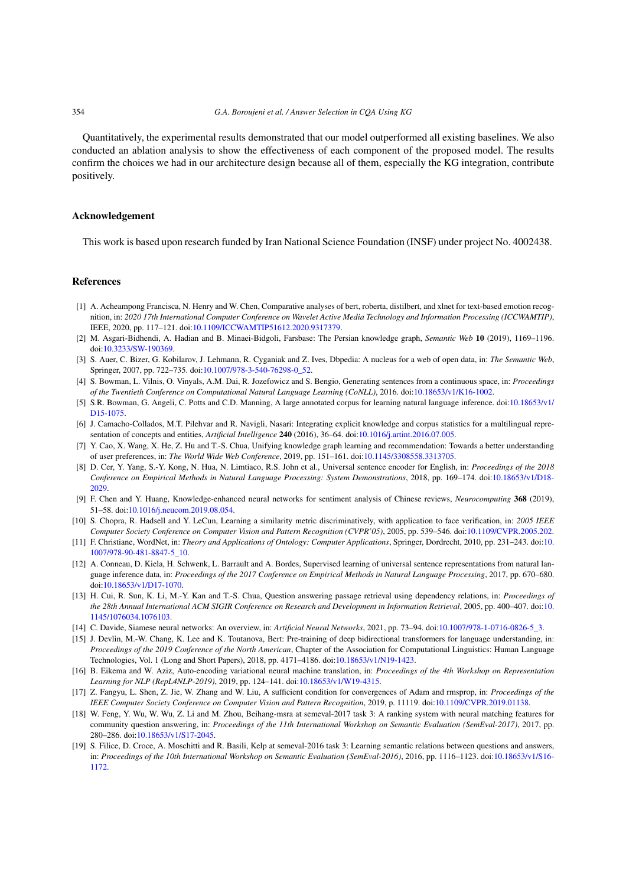Quantitatively, the experimental results demonstrated that our model outperformed all existing baselines. We also conducted an ablation analysis to show the effectiveness of each component of the proposed model. The results confirm the choices we had in our architecture design because all of them, especially the KG integration, contribute positively.

## Acknowledgement

This work is based upon research funded by Iran National Science Foundation (INSF) under project No. 4002438.

## References

[1] A. Acheampong Francisca, N. Henry and W. Chen, Comparative analyses of bert, roberta, distilbert, and xlnet for text-based emotion recognition, in: *2020 17th International Computer Conference on Wavelet Active Media Technology and Information Processing (ICCWAMTIP)*, IEEE, 2020, pp. 117–121. doi:10.1109/ICCWAMTIP51612.2020.9317379.

[2] M. Asgari-Bidhendi, A. Hadian and B. Minaei-Bidgoli, Farsbase: The Persian knowledge graph, *Semantic Web* **10** (2019), 1169–1196. doi:10.3233/SW-190369.

[3] S. Auer, C. Bizer, G. Kobilarov, J. Lehmann, R. Cyganiak and Z. Ives, Dbpedia: A nucleus for a web of open data, in: *The Semantic Web*, Springer, 2007, pp. 722–735. doi:10.1007/978-3-540-76298-0_52.

[4] S. Bowman, L. Vilnis, O. Vinyals, A.M. Dai, R. Jozefowicz and S. Bengio, Generating sentences from a continuous space, in: *Proceedings of the Twentieth Conference on Computational Natural Language Learning (CoNLL)*, 2016. doi:10.18653/v1/K16-1002.

[5] S.R. Bowman, G. Angeli, C. Potts and C.D. Manning, A large annotated corpus for learning natural language inference. doi:10.18653/v1/D15-1075.

[6] J. Camacho-Collados, M.T. Pilehvar and R. Navigli, Nasari: Integrating explicit knowledge and corpus statistics for a multilingual representation of concepts and entities, *Artificial Intelligence* **240** (2016), 36–64. doi:10.1016/j.artint.2016.07.005.

[7] Y. Cao, X. Wang, X. He, Z. Hu and T.-S. Chua, Unifying knowledge graph learning and recommendation: Towards a better understanding of user preferences, in: *The World Wide Web Conference*, 2019, pp. 151–161. doi:10.1145/3308558.3313705.

[8] D. Cer, Y. Yang, S.-Y. Kong, N. Hua, N. Limtiaco, R.S. John et al., Universal sentence encoder for English, in: *Proceedings of the 2018 Conference on Empirical Methods in Natural Language Processing: System Demonstrations*, 2018, pp. 169–174. doi:10.18653/v1/D18-2029.

[9] F. Chen and Y. Huang, Knowledge-enhanced neural networks for sentiment analysis of Chinese reviews, *Neurocomputing* **368** (2019), 51–58. doi:10.1016/j.neucom.2019.08.054.

[10] S. Chopra, R. Hadsell and Y. LeCun, Learning a similarity metric discriminatively, with application to face verification, in: *2005 IEEE Computer Society Conference on Computer Vision and Pattern Recognition (CVPR'05)*, 2005, pp. 539–546. doi:10.1109/CVPR.2005.202.

[11] F. Christiane, WordNet, in: *Theory and Applications of Ontology: Computer Applications*, Springer, Dordrecht, 2010, pp. 231–243. doi:10.1007/978-90-481-8847-5_10.

[12] A. Conneau, D. Kiela, H. Schwenk, L. Barrault and A. Bordes, Supervised learning of universal sentence representations from natural language inference data, in: *Proceedings of the 2017 Conference on Empirical Methods in Natural Language Processing*, 2017, pp. 670–680. doi:10.18653/v1/D17-1070.

[13] H. Cui, R. Sun, K. Li, M.-Y. Kan and T.-S. Chua, Question answering passage retrieval using dependency relations, in: *Proceedings of the 28th Annual International ACM SIGIR Conference on Research and Development in Information Retrieval*, 2005, pp. 400–407. doi:10.1145/1076034.1076103.

[14] C. Davide, Siamese neural networks: An overview, in: *Artificial Neural Networks*, 2021, pp. 73–94. doi:10.1007/978-1-0716-0826-5_3.

[15] J. Devlin, M.-W. Chang, K. Lee and K. Toutanova, Bert: Pre-training of deep bidirectional transformers for language understanding, in: *Proceedings of the 2019 Conference of the North American*, Chapter of the Association for Computational Linguistics: Human Language Technologies, Vol. 1 (Long and Short Papers), 2018, pp. 4171–4186. doi:10.18653/v1/N19-1423.

[16] B. Eikema and W. Aziz, Auto-encoding variational neural machine translation, in: *Proceedings of the 4th Workshop on Representation Learning for NLP (RepL4NLP-2019)*, 2019, pp. 124–141. doi:10.18653/v1/W19-4315.

[17] Z. Fangyu, L. Shen, Z. Jie, W. Zhang and W. Liu, A sufficient condition for convergences of Adam and rmsprop, in: *Proceedings of the IEEE Computer Society Conference on Computer Vision and Pattern Recognition*, 2019, p. 11119. doi:10.1109/CVPR.2019.01138.

[18] W. Feng, Y. Wu, W. Wu, Z. Li and M. Zhou, Beihang-msra at semeval-2017 task 3: A ranking system with neural matching features for community question answering, in: *Proceedings of the 11th International Workshop on Semantic Evaluation (SemEval-2017)*, 2017, pp. 280–286. doi:10.18653/v1/S17-2045.

[19] S. Filice, D. Croce, A. Moschitti and R. Basili, Kelp at semeval-2016 task 3: Learning semantic relations between questions and answers, in: *Proceedings of the 10th International Workshop on Semantic Evaluation (SemEval-2016)*, 2016, pp. 1116–1123. doi:10.18653/v1/S16-1172.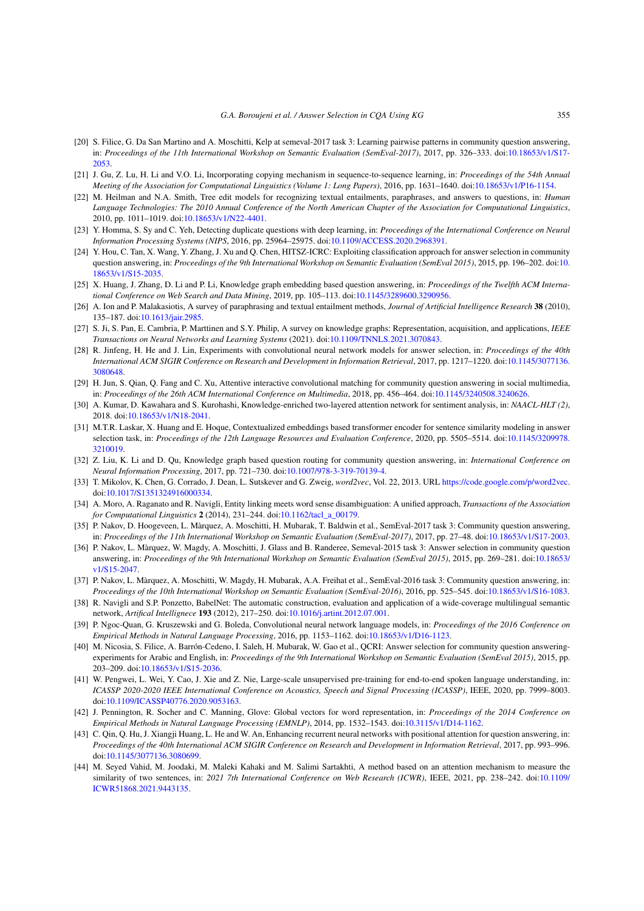[20] S. Filice, G. Da San Martino and A. Moschitti, Kelp at semeval-2017 task 3: Learning pairwise patterns in community question answering, in: *Proceedings of the 11th International Workshop on Semantic Evaluation (SemEval-2017)*, 2017, pp. 326–333. doi:10.18653/v1/S17-2053.

[21] J. Gu, Z. Lu, H. Li and V.O. Li, Incorporating copying mechanism in sequence-to-sequence learning, in: *Proceedings of the 54th Annual Meeting of the Association for Computational Linguistics (Volume 1: Long Papers)*, 2016, pp. 1631–1640. doi:10.18653/v1/P16-1154.

[22] M. Heilman and N.A. Smith, Tree edit models for recognizing textual entailments, paraphrases, and answers to questions, in: *Human Language Technologies: The 2010 Annual Conference of the North American Chapter of the Association for Computational Linguistics*, 2010, pp. 1011–1019. doi:10.18653/v1/N22-4401.

[23] Y. Homma, S. Sy and C. Yeh, Detecting duplicate questions with deep learning, in: *Proceedings of the International Conference on Neural Information Processing Systems (NIPS*, 2016, pp. 25964–25975. doi:10.1109/ACCESS.2020.2968391.

[24] Y. Hou, C. Tan, X. Wang, Y. Zhang, J. Xu and Q. Chen, HITSZ-ICRC: Exploiting classification approach for answer selection in community question answering, in: *Proceedings of the 9th International Workshop on Semantic Evaluation (SemEval 2015)*, 2015, pp. 196–202. doi:10.18653/v1/S15-2035.

[25] X. Huang, J. Zhang, D. Li and P. Li, Knowledge graph embedding based question answering, in: *Proceedings of the Twelfth ACM International Conference on Web Search and Data Mining*, 2019, pp. 105–113. doi:10.1145/3289600.3290956.

[26] A. Ion and P. Malakasiotis, A survey of paraphrasing and textual entailment methods, *Journal of Artificial Intelligence Research* **38** (2010), 135–187. doi:10.1613/jair.2985.

[27] S. Ji, S. Pan, E. Cambria, P. Marttinen and S.Y. Philip, A survey on knowledge graphs: Representation, acquisition, and applications, *IEEE Transactions on Neural Networks and Learning Systems* (2021). doi:10.1109/TNNLS.2021.3070843.

[28] R. Jinfeng, H. He and J. Lin, Experiments with convolutional neural network models for answer selection, in: *Proceedings of the 40th International ACM SIGIR Conference on Research and Development in Information Retrieval*, 2017, pp. 1217–1220. doi:10.1145/3077136.3080648.

[29] H. Jun, S. Qian, Q. Fang and C. Xu, Attentive interactive convolutional matching for community question answering in social multimedia, in: *Proceedings of the 26th ACM International Conference on Multimedia*, 2018, pp. 456–464. doi:10.1145/3240508.3240626.

[30] A. Kumar, D. Kawahara and S. Kurohashi, Knowledge-enriched two-layered attention network for sentiment analysis, in: *NAACL-HLT (2)*, 2018. doi:10.18653/v1/N18-2041.

[31] M.T.R. Laskar, X. Huang and E. Hoque, Contextualized embeddings based transformer encoder for sentence similarity modeling in answer selection task, in: *Proceedings of the 12th Language Resources and Evaluation Conference*, 2020, pp. 5505–5514. doi:10.1145/3209978.3210019.

[32] Z. Liu, K. Li and D. Qu, Knowledge graph based question routing for community question answering, in: *International Conference on Neural Information Processing*, 2017, pp. 721–730. doi:10.1007/978-3-319-70139-4.

[33] T. Mikolov, K. Chen, G. Corrado, J. Dean, L. Sutskever and G. Zweig, *word2vec*, Vol. 22, 2013. URL https://code.google.com/p/word2vec. doi:10.1017/S1351324916000334.

[34] A. Moro, A. Raganato and R. Navigli, Entity linking meets word sense disambiguation: A unified approach, *Transactions of the Association for Computational Linguistics* **2** (2014), 231–244. doi:10.1162/tacl_a_00179.

[35] P. Nakov, D. Hoogeveen, L. Màrquez, A. Moschitti, H. Mubarak, T. Baldwin et al., SemEval-2017 task 3: Community question answering, in: *Proceedings of the 11th International Workshop on Semantic Evaluation (SemEval-2017)*, 2017, pp. 27–48. doi:10.18653/v1/S17-2003.

[36] P. Nakov, L. Màrquez, W. Magdy, A. Moschitti, J. Glass and B. Randeree, Semeval-2015 task 3: Answer selection in community question answering, in: *Proceedings of the 9th International Workshop on Semantic Evaluation (SemEval 2015)*, 2015, pp. 269–281. doi:10.18653/v1/S15-2047.

[37] P. Nakov, L. Màrquez, A. Moschitti, W. Magdy, H. Mubarak, A.A. Freihat et al., SemEval-2016 task 3: Community question answering, in: *Proceedings of the 10th International Workshop on Semantic Evaluation (SemEval-2016)*, 2016, pp. 525–545. doi:10.18653/v1/S16-1083.

[38] R. Navigli and S.P. Ponzetto, BabelNet: The automatic construction, evaluation and application of a wide-coverage multilingual semantic network, *Artifical Intelligence* **193** (2012), 217–250. doi:10.1016/j.artint.2012.07.001.

[39] P. Ngoc-Quan, G. Kruszewski and G. Boleda, Convolutional neural network language models, in: *Proceedings of the 2016 Conference on Empirical Methods in Natural Language Processing*, 2016, pp. 1153–1162. doi:10.18653/v1/D16-1123.

[40] M. Nicosia, S. Filice, A. Barrón-Cedeno, I. Saleh, H. Mubarak, W. Gao et al., QCRI: Answer selection for community question answering-experiments for Arabic and English, in: *Proceedings of the 9th International Workshop on Semantic Evaluation (SemEval 2015)*, 2015, pp. 203–209. doi:10.18653/v1/S15-2036.

[41] W. Pengwei, L. Wei, Y. Cao, J. Xie and Z. Nie, Large-scale unsupervised pre-training for end-to-end spoken language understanding, in: *ICASSP 2020-2020 IEEE International Conference on Acoustics, Speech and Signal Processing (ICASSP)*, IEEE, 2020, pp. 7999–8003. doi:10.1109/ICASSP40776.2020.9053163.

[42] J. Pennington, R. Socher and C. Manning, Glove: Global vectors for word representation, in: *Proceedings of the 2014 Conference on Empirical Methods in Natural Language Processing (EMNLP)*, 2014, pp. 1532–1543. doi:10.3115/v1/D14-1162.

[43] C. Qin, Q. Hu, J. Xiangji Huang, L. He and W. An, Enhancing recurrent neural networks with positional attention for question answering, in: *Proceedings of the 40th International ACM SIGIR Conference on Research and Development in Information Retrieval*, 2017, pp. 993–996. doi:10.1145/3077136.3080699.

[44] M. Seyed Vahid, M. Joodaki, M. Maleki Kahaki and M. Salimi Sartakhti, A method based on an attention mechanism to measure the similarity of two sentences, in: *2021 7th International Conference on Web Research (ICWR)*, IEEE, 2021, pp. 238–242. doi:10.1109/ICWR51868.2021.9443135.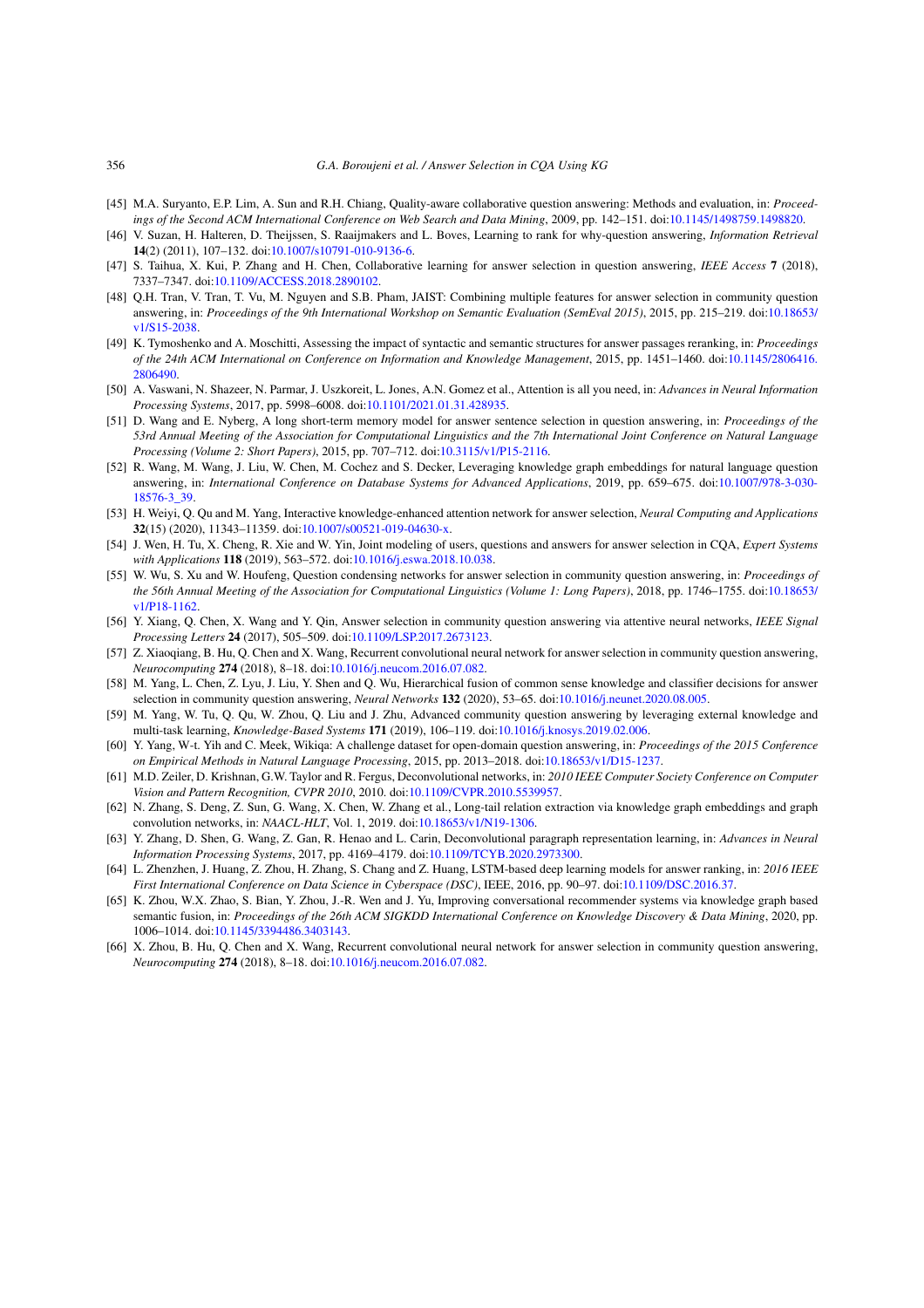[45] M.A. Suryanto, E.P. Lim, A. Sun and R.H. Chiang, Quality-aware collaborative question answering: Methods and evaluation, in: *Proceedings of the Second ACM International Conference on Web Search and Data Mining*, 2009, pp. 142–151. doi:10.1145/1498759.1498820.

[46] V. Suzan, H. Halteren, D. Theijssen, S. Raaijmakers and L. Boves, Learning to rank for why-question answering, *Information Retrieval* **14**(2) (2011), 107–132. doi:10.1007/s10791-010-9136-6.

[47] S. Taihua, X. Kui, P. Zhang and H. Chen, Collaborative learning for answer selection in question answering, *IEEE Access* **7** (2018), 7337–7347. doi:10.1109/ACCESS.2018.2890102.

[48] Q.H. Tran, V. Tran, T. Vu, M. Nguyen and S.B. Pham, JAIST: Combining multiple features for answer selection in community question answering, in: *Proceedings of the 9th International Workshop on Semantic Evaluation (SemEval 2015)*, 2015, pp. 215–219. doi:10.18653/v1/S15-2038.

[49] K. Tymoshenko and A. Moschitti, Assessing the impact of syntactic and semantic structures for answer passages reranking, in: *Proceedings of the 24th ACM International on Conference on Information and Knowledge Management*, 2015, pp. 1451–1460. doi:10.1145/2806416.2806490.

[50] A. Vaswani, N. Shazeer, N. Parmar, J. Uszkoreit, L. Jones, A.N. Gomez et al., Attention is all you need, in: *Advances in Neural Information Processing Systems*, 2017, pp. 5998–6008. doi:10.1101/2021.01.31.428935.

[51] D. Wang and E. Nyberg, A long short-term memory model for answer sentence selection in question answering, in: *Proceedings of the 53rd Annual Meeting of the Association for Computational Linguistics and the 7th International Joint Conference on Natural Language Processing (Volume 2: Short Papers)*, 2015, pp. 707–712. doi:10.3115/v1/P15-2116.

[52] R. Wang, M. Wang, J. Liu, W. Chen, M. Cochez and S. Decker, Leveraging knowledge graph embeddings for natural language question answering, in: *International Conference on Database Systems for Advanced Applications*, 2019, pp. 659–675. doi:10.1007/978-3-030-18576-3_39.

[53] H. Weiyi, Q. Qu and M. Yang, Interactive knowledge-enhanced attention network for answer selection, *Neural Computing and Applications* **32**(15) (2020), 11343–11359. doi:10.1007/s00521-019-04630-x.

[54] J. Wen, H. Tu, X. Cheng, R. Xie and W. Yin, Joint modeling of users, questions and answers for answer selection in CQA, *Expert Systems with Applications* **118** (2019), 563–572. doi:10.1016/j.eswa.2018.10.038.

[55] W. Wu, S. Xu and W. Houfeng, Question condensing networks for answer selection in community question answering, in: *Proceedings of the 56th Annual Meeting of the Association for Computational Linguistics (Volume 1: Long Papers)*, 2018, pp. 1746–1755. doi:10.18653/v1/P18-1162.

[56] Y. Xiang, Q. Chen, X. Wang and Y. Qin, Answer selection in community question answering via attentive neural networks, *IEEE Signal Processing Letters* **24** (2017), 505–509. doi:10.1109/LSP.2017.2673123.

[57] Z. Xiaoqiang, B. Hu, Q. Chen and X. Wang, Recurrent convolutional neural network for answer selection in community question answering, *Neurocomputing* **274** (2018), 8–18. doi:10.1016/j.neucom.2016.07.082.

[58] M. Yang, L. Chen, Z. Lyu, J. Liu, Y. Shen and Q. Wu, Hierarchical fusion of common sense knowledge and classifier decisions for answer selection in community question answering, *Neural Networks* **132** (2020), 53–65. doi:10.1016/j.neunet.2020.08.005.

[59] M. Yang, W. Tu, Q. Qu, W. Zhou, Q. Liu and J. Zhu, Advanced community question answering by leveraging external knowledge and multi-task learning, *Knowledge-Based Systems* **171** (2019), 106–119. doi:10.1016/j.knosys.2019.02.006.

[60] Y. Yang, W-t. Yih and C. Meek, Wikiqa: A challenge dataset for open-domain question answering, in: *Proceedings of the 2015 Conference on Empirical Methods in Natural Language Processing*, 2015, pp. 2013–2018. doi:10.18653/v1/D15-1237.

[61] M.D. Zeiler, D. Krishnan, G.W. Taylor and R. Fergus, Deconvolutional networks, in: *2010 IEEE Computer Society Conference on Computer Vision and Pattern Recognition, CVPR 2010*, 2010. doi:10.1109/CVPR.2010.5539957.

[62] N. Zhang, S. Deng, Z. Sun, G. Wang, X. Chen, W. Zhang et al., Long-tail relation extraction via knowledge graph embeddings and graph convolution networks, in: *NAACL-HLT*, Vol. 1, 2019. doi:10.18653/v1/N19-1306.

[63] Y. Zhang, D. Shen, G. Wang, Z. Gan, R. Henao and L. Carin, Deconvolutional paragraph representation learning, in: *Advances in Neural Information Processing Systems*, 2017, pp. 4169–4179. doi:10.1109/TCYB.2020.2973300.

[64] L. Zhenzhen, J. Huang, Z. Zhou, H. Zhang, S. Chang and Z. Huang, LSTM-based deep learning models for answer ranking, in: *2016 IEEE First International Conference on Data Science in Cyberspace (DSC)*, IEEE, 2016, pp. 90–97. doi:10.1109/DSC.2016.37.

[65] K. Zhou, W.X. Zhao, S. Bian, Y. Zhou, J.-R. Wen and J. Yu, Improving conversational recommender systems via knowledge graph based semantic fusion, in: *Proceedings of the 26th ACM SIGKDD International Conference on Knowledge Discovery & Data Mining*, 2020, pp. 1006–1014. doi:10.1145/3394486.3403143.

[66] X. Zhou, B. Hu, Q. Chen and X. Wang, Recurrent convolutional neural network for answer selection in community question answering, *Neurocomputing* **274** (2018), 8–18. doi:10.1016/j.neucom.2016.07.082.